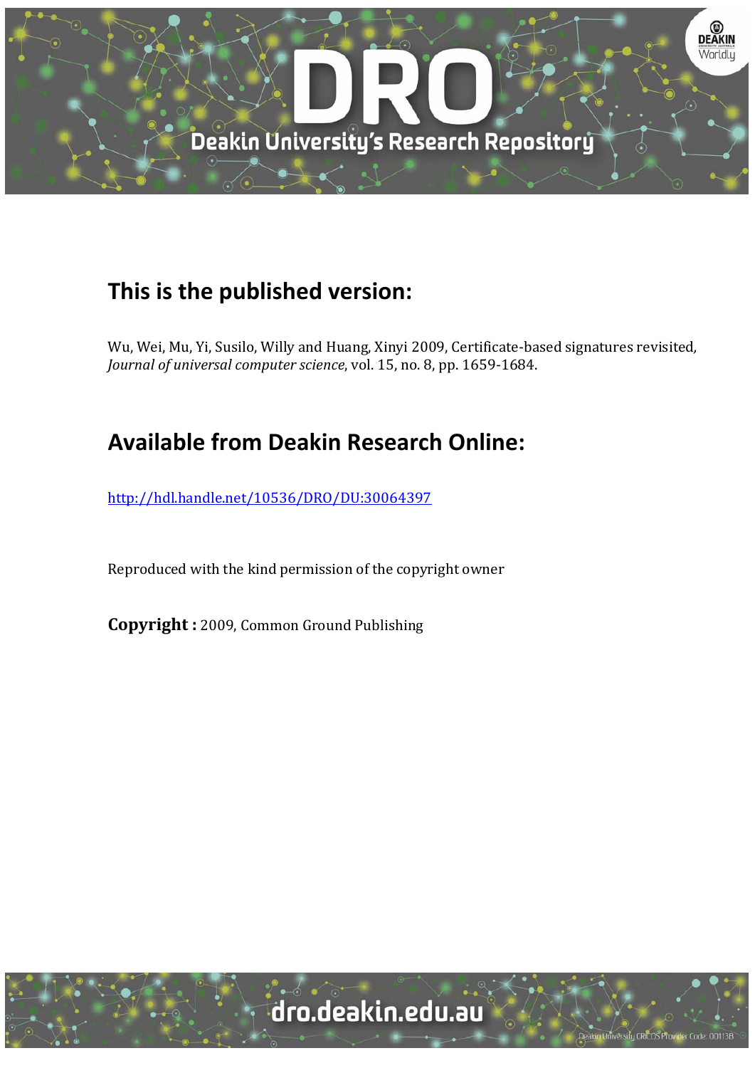## This is the published version:

Wu, Wei, Mu, Yi, Susilo, Willy and Huang, Xinyi 2009, Certificate-based signatures revisited, *Journal of universal computer science*, vol. 15, no. 8, pp. 1659-1684.

## Available from Deakin Research Online:

http://hdl.handle.net/10536/DRO/DU:30064397

Reproduced with the kind permission of the copyright owner

**Copyright :** 2009, Common Ground Publishing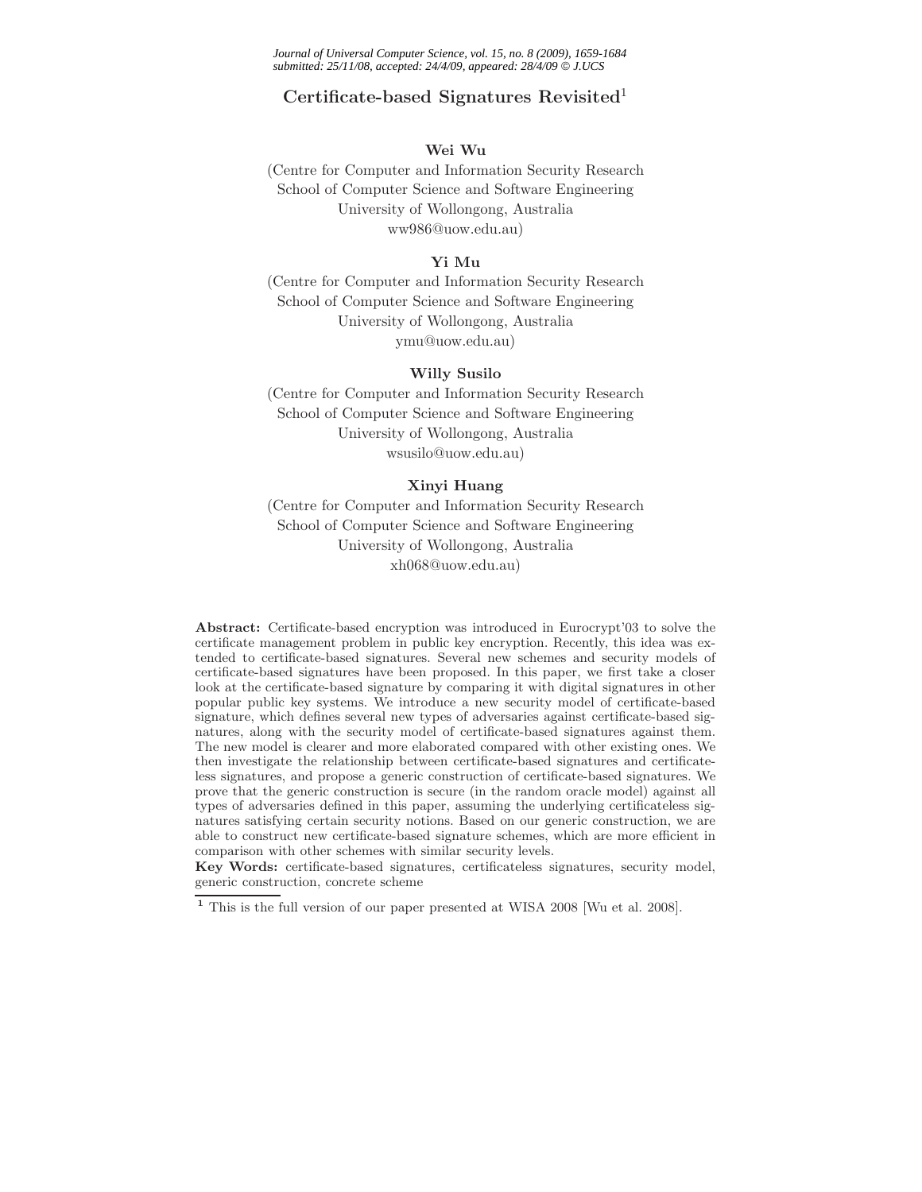# Certificate-based Signatures Revisited[1]

**Wei Wu**

(Centre for Computer and Information Security Research
School of Computer Science and Software Engineering
University of Wollongong, Australia
ww986@uow.edu.au)

**Yi Mu**

(Centre for Computer and Information Security Research
School of Computer Science and Software Engineering
University of Wollongong, Australia
ymu@uow.edu.au)

**Willy Susilo**

(Centre for Computer and Information Security Research
School of Computer Science and Software Engineering
University of Wollongong, Australia
wsusilo@uow.edu.au)

**Xinyi Huang**

(Centre for Computer and Information Security Research
School of Computer Science and Software Engineering
University of Wollongong, Australia
xh068@uow.edu.au)

**Abstract:** Certificate-based encryption was introduced in Eurocrypt'03 to solve the certificate management problem in public key encryption. Recently, this idea was extended to certificate-based signatures. Several new schemes and security models of certificate-based signatures have been proposed. In this paper, we first take a closer look at the certificate-based signature by comparing it with digital signatures in other popular public key systems. We introduce a new security model of certificate-based signature, which defines several new types of adversaries against certificate-based signatures, along with the security model of certificate-based signatures against them. The new model is clearer and more elaborated compared with other existing ones. We then investigate the relationship between certificate-based signatures and certificateless signatures, and propose a generic construction of certificate-based signatures. We prove that the generic construction is secure (in the random oracle model) against all types of adversaries defined in this paper, assuming the underlying certificateless signatures satisfying certain security notions. Based on our generic construction, we are able to construct new certificate-based signature schemes, which are more efficient in comparison with other schemes with similar security levels.

**Key Words:** certificate-based signatures, certificateless signatures, security model, generic construction, concrete scheme

[1] This is the full version of our paper presented at WISA 2008 [Wu et al. 2008].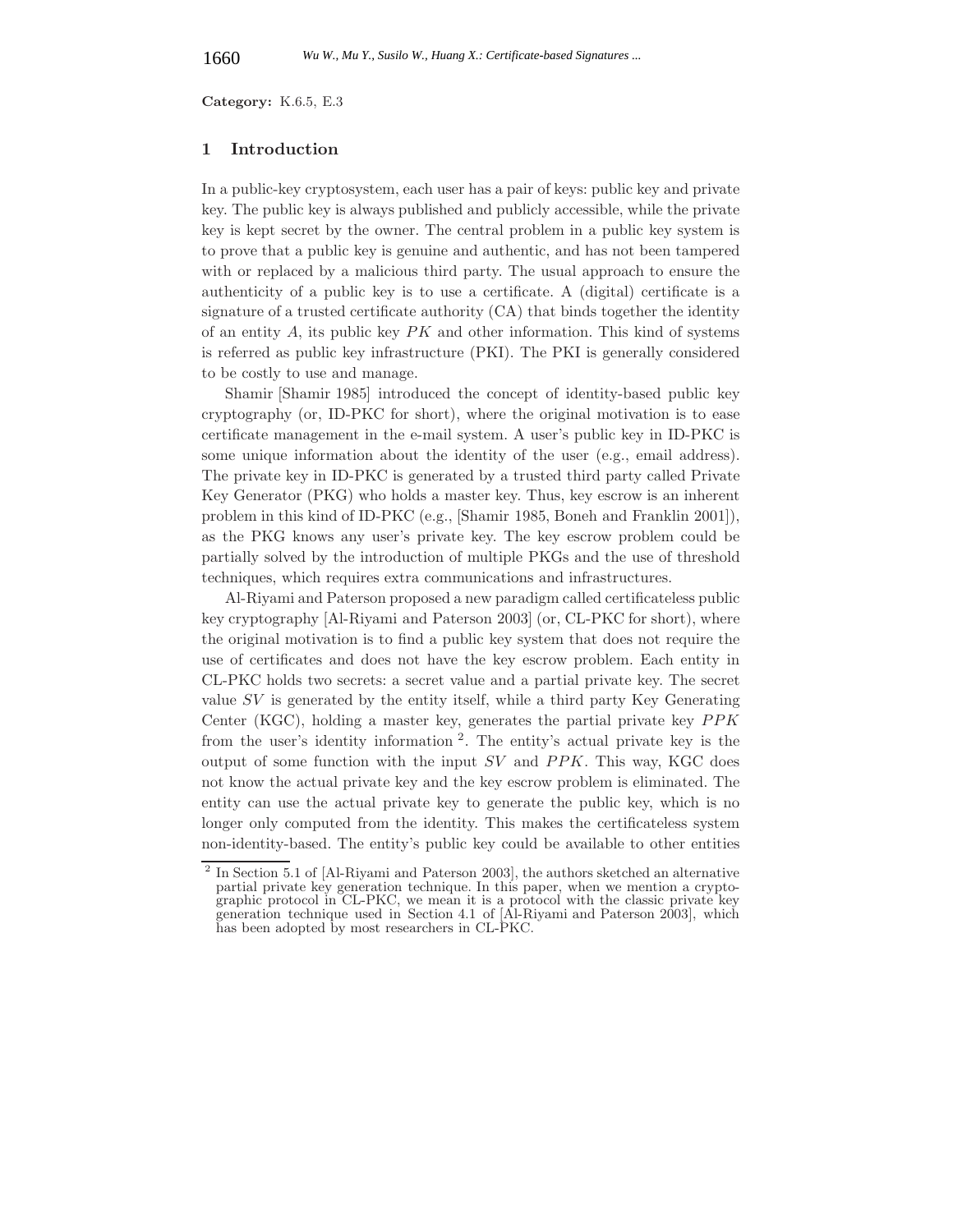**Category:** K.6.5, E.3

## 1 Introduction

In a public-key cryptosystem, each user has a pair of keys: public key and private key. The public key is always published and publicly accessible, while the private key is kept secret by the owner. The central problem in a public key system is to prove that a public key is genuine and authentic, and has not been tampered with or replaced by a malicious third party. The usual approach to ensure the authenticity of a public key is to use a certificate. A (digital) certificate is a signature of a trusted certificate authority (CA) that binds together the identity of an entity $A$, its public key $PK$ and other information. This kind of systems is referred as public key infrastructure (PKI). The PKI is generally considered to be costly to use and manage.

Shamir [Shamir 1985] introduced the concept of identity-based public key cryptography (or, ID-PKC for short), where the original motivation is to ease certificate management in the e-mail system. A user's public key in ID-PKC is some unique information about the identity of the user (e.g., email address). The private key in ID-PKC is generated by a trusted third party called Private Key Generator (PKG) who holds a master key. Thus, key escrow is an inherent problem in this kind of ID-PKC (e.g., [Shamir 1985, Boneh and Franklin 2001]), as the PKG knows any user's private key. The key escrow problem could be partially solved by the introduction of multiple PKGs and the use of threshold techniques, which requires extra communications and infrastructures.

Al-Riyami and Paterson proposed a new paradigm called certificateless public key cryptography [Al-Riyami and Paterson 2003] (or, CL-PKC for short), where the original motivation is to find a public key system that does not require the use of certificates and does not have the key escrow problem. Each entity in CL-PKC holds two secrets: a secret value and a partial private key. The secret value $SV$ is generated by the entity itself, while a third party Key Generating Center (KGC), holding a master key, generates the partial private key $PPK$ from the user's identity information [2]. The entity's actual private key is the output of some function with the input $SV$ and $PPK$. This way, KGC does not know the actual private key and the key escrow problem is eliminated. The entity can use the actual private key to generate the public key, which is no longer only computed from the identity. This makes the certificateless system non-identity-based. The entity's public key could be available to other entities

[2] In Section 5.1 of [Al-Riyami and Paterson 2003], the authors sketched an alternative partial private key generation technique. In this paper, when we mention a cryptographic protocol in CL-PKC, we mean it is a protocol with the classic private key generation technique used in Section 4.1 of [Al-Riyami and Paterson 2003], which has been adopted by most researchers in CL-PKC.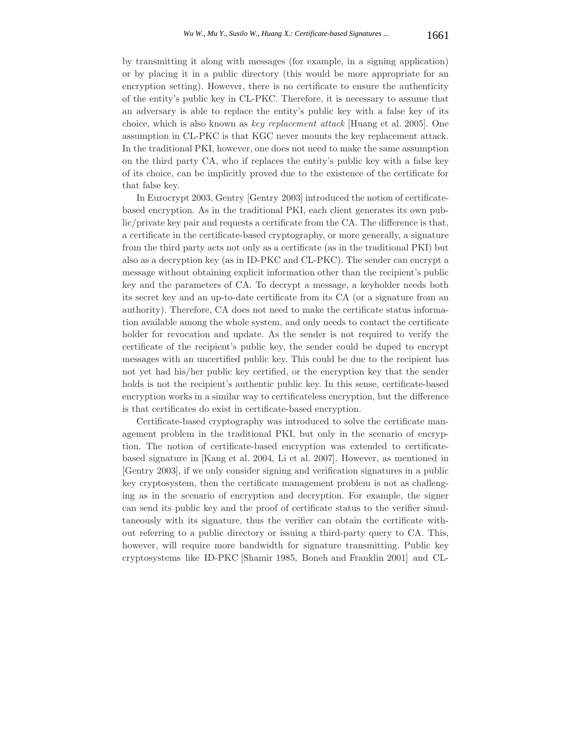by transmitting it along with messages (for example, in a signing application) or by placing it in a public directory (this would be more appropriate for an encryption setting). However, there is no certificate to ensure the authenticity of the entity's public key in CL-PKC. Therefore, it is necessary to assume that an adversary is able to replace the entity's public key with a false key of its choice, which is also known as *key replacement attack* [Huang et al. 2005]. One assumption in CL-PKC is that KGC never mounts the key replacement attack. In the traditional PKI, however, one does not need to make the same assumption on the third party CA, who if replaces the entity's public key with a false key of its choice, can be implicitly proved due to the existence of the certificate for that false key.

In Eurocrypt 2003, Gentry [Gentry 2003] introduced the notion of certificate-based encryption. As in the traditional PKI, each client generates its own public/private key pair and requests a certificate from the CA. The difference is that, a certificate in the certificate-based cryptography, or more generally, a signature from the third party acts not only as a certificate (as in the traditional PKI) but also as a decryption key (as in ID-PKC and CL-PKC). The sender can encrypt a message without obtaining explicit information other than the recipient's public key and the parameters of CA. To decrypt a message, a keyholder needs both its secret key and an up-to-date certificate from its CA (or a signature from an authority). Therefore, CA does not need to make the certificate status information available among the whole system, and only needs to contact the certificate holder for revocation and update. As the sender is not required to verify the certificate of the recipient's public key, the sender could be duped to encrypt messages with an uncertified public key. This could be due to the recipient has not yet had his/her public key certified, or the encryption key that the sender holds is not the recipient's authentic public key. In this sense, certificate-based encryption works in a similar way to certificateless encryption, but the difference is that certificates do exist in certificate-based encryption.

Certificate-based cryptography was introduced to solve the certificate management problem in the traditional PKI, but only in the scenario of encryption. The notion of certificate-based encryption was extended to certificate-based signature in [Kang et al. 2004, Li et al. 2007]. However, as mentioned in [Gentry 2003], if we only consider signing and verification signatures in a public key cryptosystem, then the certificate management problem is not as challenging as in the scenario of encryption and decryption. For example, the signer can send its public key and the proof of certificate status to the verifier simultaneously with its signature, thus the verifier can obtain the certificate without referring to a public directory or issuing a third-party query to CA. This, however, will require more bandwidth for signature transmitting. Public key cryptosystems like ID-PKC [Shamir 1985, Boneh and Franklin 2001] and CL-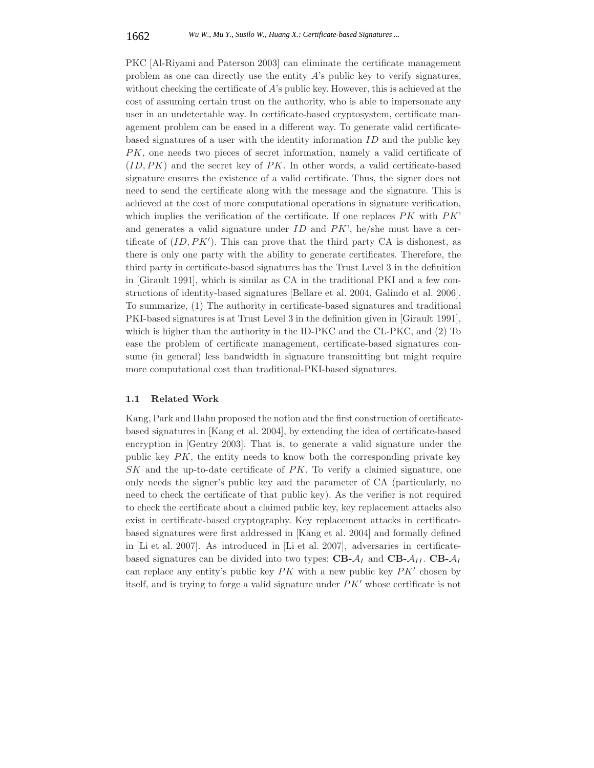PKC [Al-Riyami and Paterson 2003] can eliminate the certificate management problem as one can directly use the entity $A$'s public key to verify signatures, without checking the certificate of $A$'s public key. However, this is achieved at the cost of assuming certain trust on the authority, who is able to impersonate any user in an undetectable way. In certificate-based cryptosystem, certificate management problem can be eased in a different way. To generate valid certificate-based signatures of a user with the identity information $ID$ and the public key $PK$, one needs two pieces of secret information, namely a valid certificate of $(ID, PK)$ and the secret key of $PK$. In other words, a valid certificate-based signature ensures the existence of a valid certificate. Thus, the signer does not need to send the certificate along with the message and the signature. This is achieved at the cost of more computational operations in signature verification, which implies the verification of the certificate. If one replaces $PK$ with $PK$' and generates a valid signature under $ID$ and $PK$', he/she must have a certificate of $(ID, PK')$. This can prove that the third party CA is dishonest, as there is only one party with the ability to generate certificates. Therefore, the third party in certificate-based signatures has the Trust Level 3 in the definition in [Girault 1991], which is similar as CA in the traditional PKI and a few constructions of identity-based signatures [Bellare et al. 2004, Galindo et al. 2006]. To summarize, (1) The authority in certificate-based signatures and traditional PKI-based signatures is at Trust Level 3 in the definition given in [Girault 1991], which is higher than the authority in the ID-PKC and the CL-PKC, and (2) To ease the problem of certificate management, certificate-based signatures consume (in general) less bandwidth in signature transmitting but might require more computational cost than traditional-PKI-based signatures.

### 1.1 Related Work

Kang, Park and Hahn proposed the notion and the first construction of certificate-based signatures in [Kang et al. 2004], by extending the idea of certificate-based encryption in [Gentry 2003]. That is, to generate a valid signature under the public key $PK$, the entity needs to know both the corresponding private key $SK$ and the up-to-date certificate of $PK$. To verify a claimed signature, one only needs the signer's public key and the parameter of CA (particularly, no need to check the certificate of that public key). As the verifier is not required to check the certificate about a claimed public key, key replacement attacks also exist in certificate-based cryptography. Key replacement attacks in certificate-based signatures were first addressed in [Kang et al. 2004] and formally defined in [Li et al. 2007]. As introduced in [Li et al. 2007], adversaries in certificate-based signatures can be divided into two types: **CB-**$\mathcal{A}_I$ and **CB-**$\mathcal{A}_{II}$. **CB-**$\mathcal{A}_I$ can replace any entity's public key $PK$ with a new public key $PK'$ chosen by itself, and is trying to forge a valid signature under $PK'$ whose certificate is not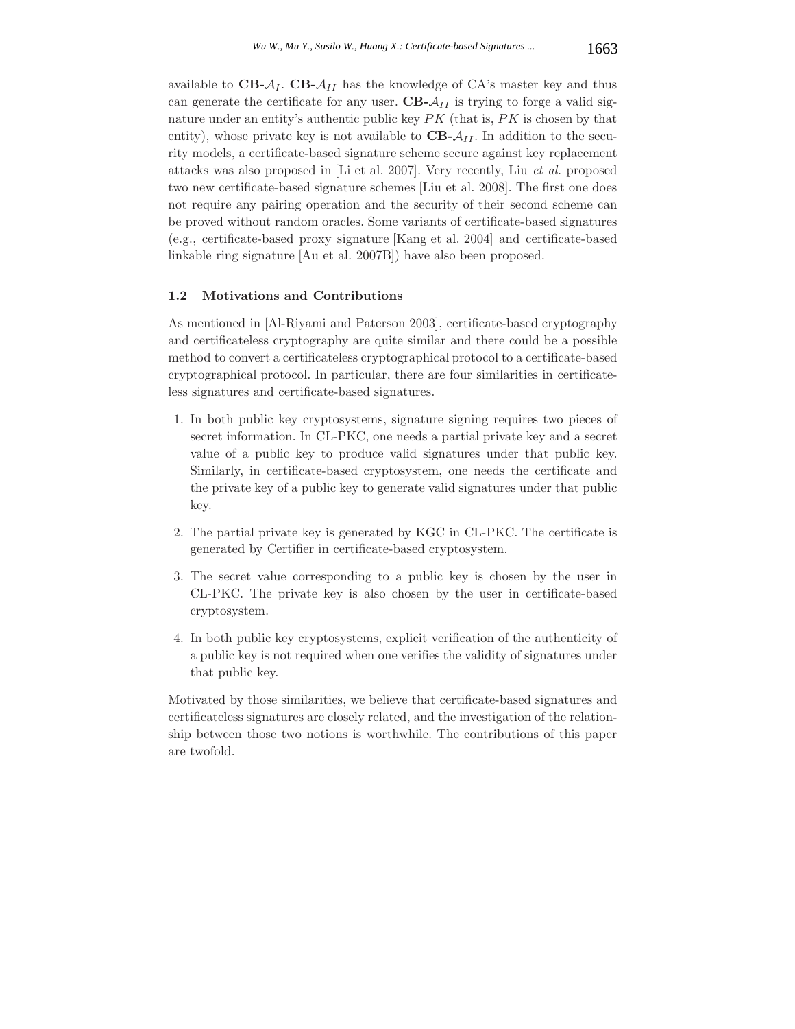available to **CB-**$\mathcal{A}_I$. **CB-**$\mathcal{A}_{II}$ has the knowledge of CA's master key and thus can generate the certificate for any user. **CB-**$\mathcal{A}_{II}$ is trying to forge a valid signature under an entity's authentic public key $PK$ (that is, $PK$ is chosen by that entity), whose private key is not available to **CB-**$\mathcal{A}_{II}$. In addition to the security models, a certificate-based signature scheme secure against key replacement attacks was also proposed in [Li et al. 2007]. Very recently, Liu *et al.* proposed two new certificate-based signature schemes [Liu et al. 2008]. The first one does not require any pairing operation and the security of their second scheme can be proved without random oracles. Some variants of certificate-based signatures (e.g., certificate-based proxy signature [Kang et al. 2004] and certificate-based linkable ring signature [Au et al. 2007B]) have also been proposed.

### 1.2 Motivations and Contributions

As mentioned in [Al-Riyami and Paterson 2003], certificate-based cryptography and certificateless cryptography are quite similar and there could be a possible method to convert a certificateless cryptographical protocol to a certificate-based cryptographical protocol. In particular, there are four similarities in certificateless signatures and certificate-based signatures.

1. In both public key cryptosystems, signature signing requires two pieces of secret information. In CL-PKC, one needs a partial private key and a secret value of a public key to produce valid signatures under that public key. Similarly, in certificate-based cryptosystem, one needs the certificate and the private key of a public key to generate valid signatures under that public key.
2. The partial private key is generated by KGC in CL-PKC. The certificate is generated by Certifier in certificate-based cryptosystem.
3. The secret value corresponding to a public key is chosen by the user in CL-PKC. The private key is also chosen by the user in certificate-based cryptosystem.
4. In both public key cryptosystems, explicit verification of the authenticity of a public key is not required when one verifies the validity of signatures under that public key.

Motivated by those similarities, we believe that certificate-based signatures and certificateless signatures are closely related, and the investigation of the relationship between those two notions is worthwhile. The contributions of this paper are twofold.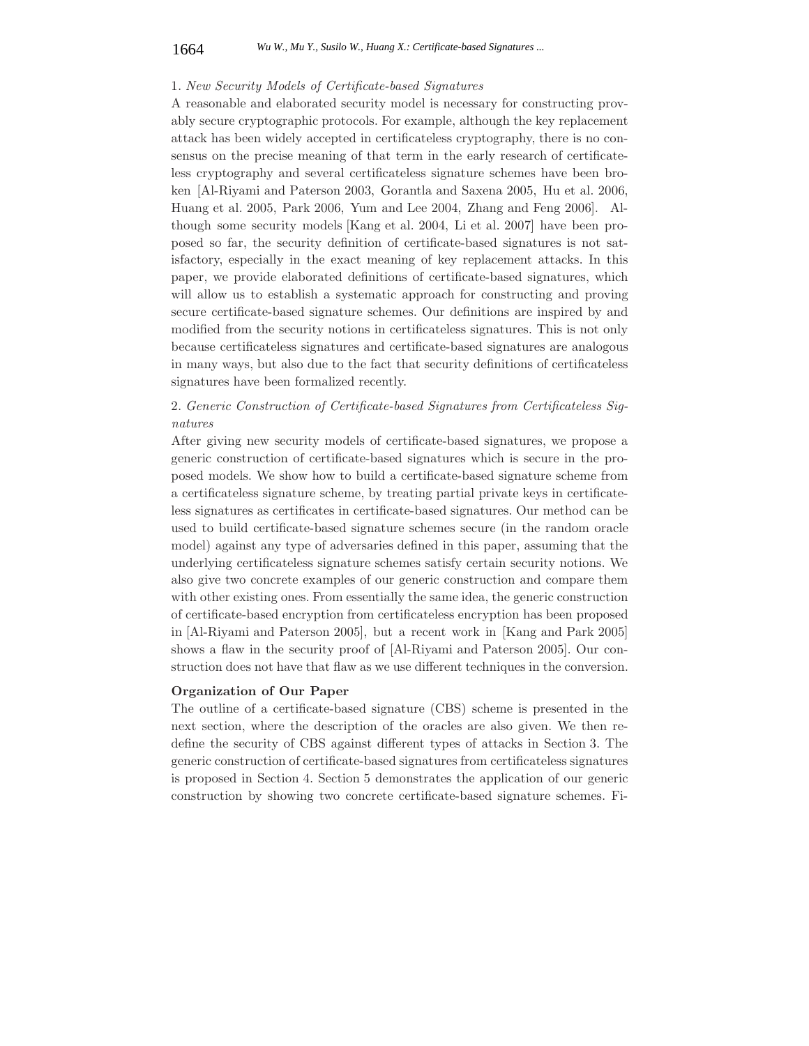1. *New Security Models of Certificate-based Signatures*

A reasonable and elaborated security model is necessary for constructing provably secure cryptographic protocols. For example, although the key replacement attack has been widely accepted in certificateless cryptography, there is no consensus on the precise meaning of that term in the early research of certificateless cryptography and several certificateless signature schemes have been broken [Al-Riyami and Paterson 2003, Gorantla and Saxena 2005, Hu et al. 2006, Huang et al. 2005, Park 2006, Yum and Lee 2004, Zhang and Feng 2006]. Although some security models [Kang et al. 2004, Li et al. 2007] have been proposed so far, the security definition of certificate-based signatures is not satisfactory, especially in the exact meaning of key replacement attacks. In this paper, we provide elaborated definitions of certificate-based signatures, which will allow us to establish a systematic approach for constructing and proving secure certificate-based signature schemes. Our definitions are inspired by and modified from the security notions in certificateless signatures. This is not only because certificateless signatures and certificate-based signatures are analogous in many ways, but also due to the fact that security definitions of certificateless signatures have been formalized recently.

2. *Generic Construction of Certificate-based Signatures from Certificateless Signatures*

After giving new security models of certificate-based signatures, we propose a generic construction of certificate-based signatures which is secure in the proposed models. We show how to build a certificate-based signature scheme from a certificateless signature scheme, by treating partial private keys in certificateless signatures as certificates in certificate-based signatures. Our method can be used to build certificate-based signature schemes secure (in the random oracle model) against any type of adversaries defined in this paper, assuming that the underlying certificateless signature schemes satisfy certain security notions. We also give two concrete examples of our generic construction and compare them with other existing ones. From essentially the same idea, the generic construction of certificate-based encryption from certificateless encryption has been proposed in [Al-Riyami and Paterson 2005], but a recent work in [Kang and Park 2005] shows a flaw in the security proof of [Al-Riyami and Paterson 2005]. Our construction does not have that flaw as we use different techniques in the conversion.

**Organization of Our Paper**

The outline of a certificate-based signature (CBS) scheme is presented in the next section, where the description of the oracles are also given. We then redefine the security of CBS against different types of attacks in Section 3. The generic construction of certificate-based signatures from certificateless signatures is proposed in Section 4. Section 5 demonstrates the application of our generic construction by showing two concrete certificate-based signature schemes. Fi-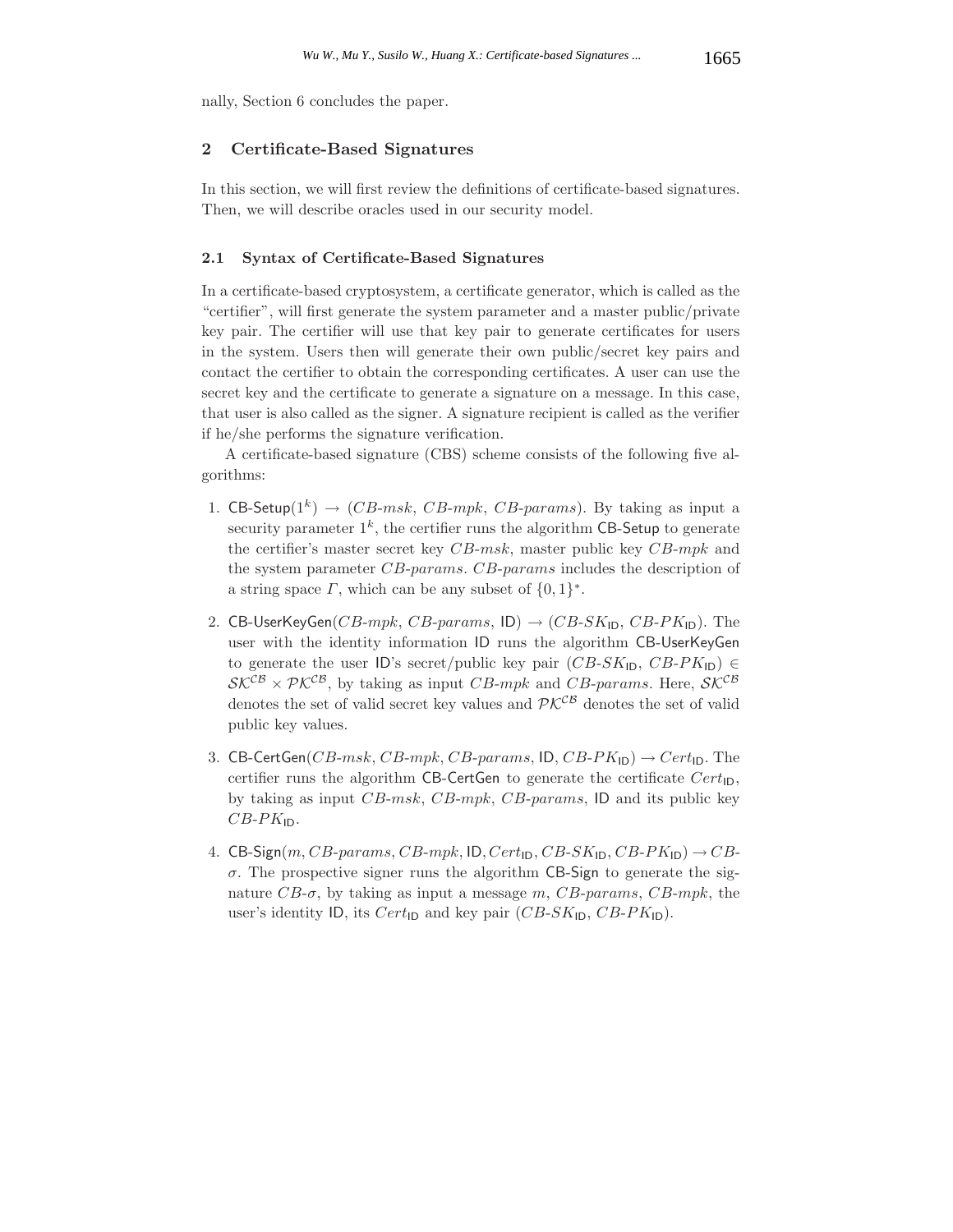nally, Section 6 concludes the paper.

## 2 Certificate-Based Signatures

In this section, we will first review the definitions of certificate-based signatures. Then, we will describe oracles used in our security model.

### 2.1 Syntax of Certificate-Based Signatures

In a certificate-based cryptosystem, a certificate generator, which is called as the "certifier", will first generate the system parameter and a master public/private key pair. The certifier will use that key pair to generate certificates for users in the system. Users then will generate their own public/secret key pairs and contact the certifier to obtain the corresponding certificates. A user can use the secret key and the certificate to generate a signature on a message. In this case, that user is also called as the signer. A signature recipient is called as the verifier if he/she performs the signature verification.

A certificate-based signature (CBS) scheme consists of the following five algorithms:

1. $\mathsf{CB\text{-}Setup}(1^k) \rightarrow (CB\text{-}msk,\ CB\text{-}mpk,\ CB\text{-}params)$. By taking as input a security parameter $1^k$, the certifier runs the algorithm $\mathsf{CB\text{-}Setup}$ to generate the certifier's master secret key $CB\text{-}msk$, master public key $CB\text{-}mpk$ and the system parameter $CB\text{-}params$. $CB\text{-}params$ includes the description of a string space $\Gamma$, which can be any subset of $\{0,1\}^*$.

2. $\mathsf{CB\text{-}UserKeyGen}(CB\text{-}mpk,\ CB\text{-}params,\ \mathsf{ID}) \rightarrow (CB\text{-}SK_{\mathsf{ID}},\ CB\text{-}PK_{\mathsf{ID}})$. The user with the identity information $\mathsf{ID}$ runs the algorithm $\mathsf{CB\text{-}UserKeyGen}$ to generate the user $\mathsf{ID}$'s secret/public key pair $(CB\text{-}SK_{\mathsf{ID}},\ CB\text{-}PK_{\mathsf{ID}}) \in \mathcal{SK}^{\mathcal{CB}} \times \mathcal{PK}^{\mathcal{CB}}$, by taking as input $CB\text{-}mpk$ and $CB\text{-}params$. Here, $\mathcal{SK}^{\mathcal{CB}}$ denotes the set of valid secret key values and $\mathcal{PK}^{\mathcal{CB}}$ denotes the set of valid public key values.

3. $\mathsf{CB\text{-}CertGen}(CB\text{-}msk,\ CB\text{-}mpk,\ CB\text{-}params,\ \mathsf{ID},\ CB\text{-}PK_{\mathsf{ID}}) \rightarrow Cert_{\mathsf{ID}}$. The certifier runs the algorithm $\mathsf{CB\text{-}CertGen}$ to generate the certificate $Cert_{\mathsf{ID}}$, by taking as input $CB\text{-}msk$, $CB\text{-}mpk$, $CB\text{-}params$, $\mathsf{ID}$ and its public key $CB\text{-}PK_{\mathsf{ID}}$.

4. $\mathsf{CB\text{-}Sign}(m, CB\text{-}params, CB\text{-}mpk, \mathsf{ID}, Cert_{\mathsf{ID}}, CB\text{-}SK_{\mathsf{ID}}, CB\text{-}PK_{\mathsf{ID}}) \rightarrow CB\text{-}\sigma$. The prospective signer runs the algorithm $\mathsf{CB\text{-}Sign}$ to generate the signature $CB\text{-}\sigma$, by taking as input a message $m$, $CB\text{-}params$, $CB\text{-}mpk$, the user's identity $\mathsf{ID}$, its $Cert_{\mathsf{ID}}$ and key pair $(CB\text{-}SK_{\mathsf{ID}},\ CB\text{-}PK_{\mathsf{ID}})$.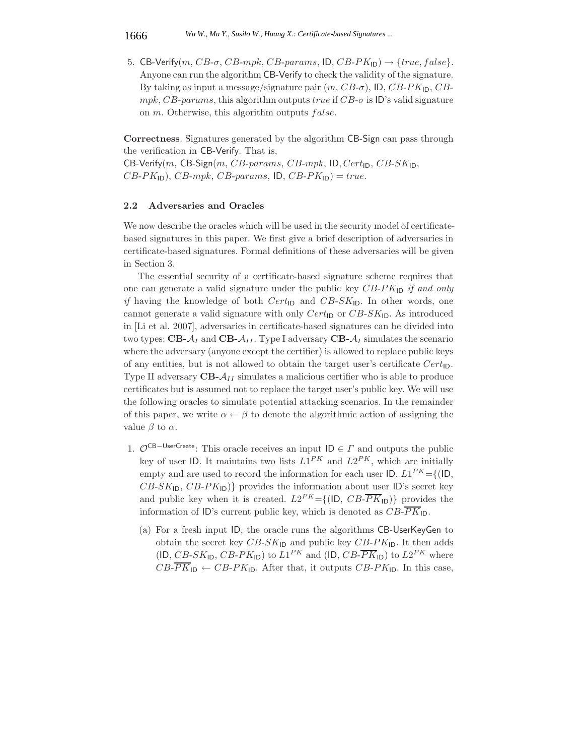5. $\mathsf{CB\text{-}Verify}(m, CB\text{-}\sigma, CB\text{-}mpk, CB\text{-}params, \mathsf{ID}, CB\text{-}PK_{\mathsf{ID}}) \rightarrow \{true, false\}$. Anyone can run the algorithm CB-Verify to check the validity of the signature. By taking as input a message/signature pair $(m, CB\text{-}\sigma)$, ID, $CB\text{-}PK_{\mathsf{ID}}$, $CB\text{-}mpk$, $CB\text{-}params$, this algorithm outputs $true$ if $CB\text{-}\sigma$ is ID's valid signature on $m$. Otherwise, this algorithm outputs $false$.

**Correctness**. Signatures generated by the algorithm CB-Sign can pass through the verification in CB-Verify. That is,
$\mathsf{CB\text{-}Verify}(m, \mathsf{CB\text{-}Sign}(m, CB\text{-}params, CB\text{-}mpk, \mathsf{ID}, Cert_{\mathsf{ID}}, CB\text{-}SK_{\mathsf{ID}}, CB\text{-}PK_{\mathsf{ID}}), CB\text{-}mpk, CB\text{-}params, \mathsf{ID}, CB\text{-}PK_{\mathsf{ID}}) = true$.

### 2.2 Adversaries and Oracles

We now describe the oracles which will be used in the security model of certificate-based signatures in this paper. We first give a brief description of adversaries in certificate-based signatures. Formal definitions of these adversaries will be given in Section 3.

The essential security of a certificate-based signature scheme requires that one can generate a valid signature under the public key $CB\text{-}PK_{\mathsf{ID}}$ *if and only if* having the knowledge of both $Cert_{\mathsf{ID}}$ and $CB\text{-}SK_{\mathsf{ID}}$. In other words, one cannot generate a valid signature with only $Cert_{\mathsf{ID}}$ or $CB\text{-}SK_{\mathsf{ID}}$. As introduced in [Li et al. 2007], adversaries in certificate-based signatures can be divided into two types: **CB-**$\mathcal{A}_I$ and **CB-**$\mathcal{A}_{II}$. Type I adversary **CB-**$\mathcal{A}_I$ simulates the scenario where the adversary (anyone except the certifier) is allowed to replace public keys of any entities, but is not allowed to obtain the target user's certificate $Cert_{\mathsf{ID}}$. Type II adversary **CB-**$\mathcal{A}_{II}$ simulates a malicious certifier who is able to produce certificates but is assumed not to replace the target user's public key. We will use the following oracles to simulate potential attacking scenarios. In the remainder of this paper, we write $\alpha \leftarrow \beta$ to denote the algorithmic action of assigning the value $\beta$ to $\alpha$.

1. $\mathcal{O}^{\mathsf{CB-UserCreate}}$: This oracle receives an input $\mathsf{ID} \in \Gamma$ and outputs the public key of user ID. It maintains two lists $L1^{PK}$ and $L2^{PK}$, which are initially empty and are used to record the information for each user ID. $L1^{PK}=\{(\mathsf{ID}, CB\text{-}SK_{\mathsf{ID}}, CB\text{-}PK_{\mathsf{ID}})\}$ provides the information about user ID's secret key and public key when it is created. $L2^{PK}=\{(\mathsf{ID}, CB\text{-}\overline{PK}_{\mathsf{ID}})\}$ provides the information of ID's current public key, which is denoted as $CB\text{-}\overline{PK}_{\mathsf{ID}}$.

   (a) For a fresh input ID, the oracle runs the algorithms CB-UserKeyGen to obtain the secret key $CB\text{-}SK_{\mathsf{ID}}$ and public key $CB\text{-}PK_{\mathsf{ID}}$. It then adds $(\mathsf{ID}, CB\text{-}SK_{\mathsf{ID}}, CB\text{-}PK_{\mathsf{ID}})$ to $L1^{PK}$ and $(\mathsf{ID}, CB\text{-}\overline{PK}_{\mathsf{ID}})$ to $L2^{PK}$ where $CB\text{-}\overline{PK}_{\mathsf{ID}} \leftarrow CB\text{-}PK_{\mathsf{ID}}$. After that, it outputs $CB\text{-}PK_{\mathsf{ID}}$. In this case,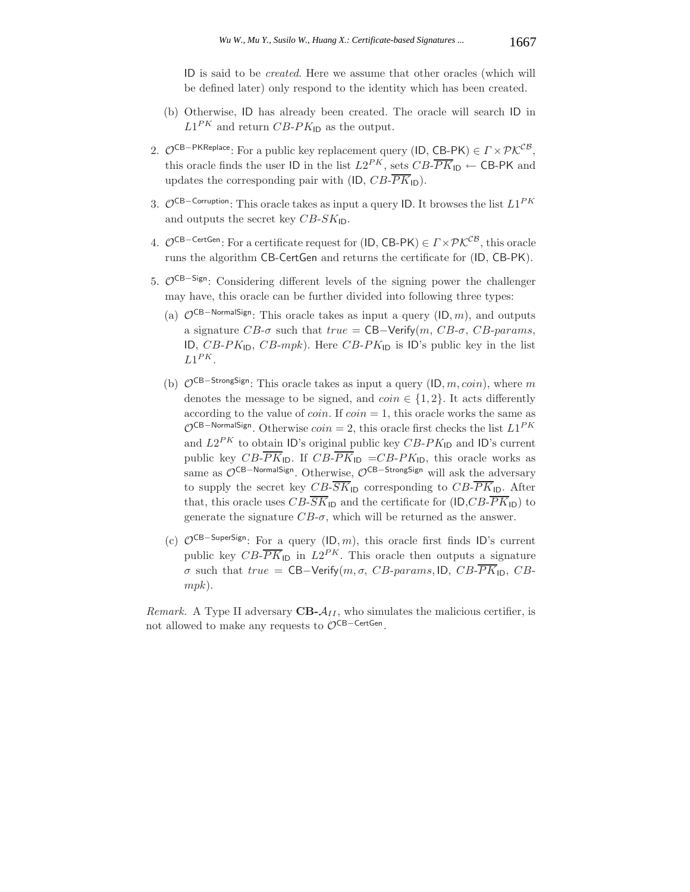ID is said to be *created*. Here we assume that other oracles (which will be defined later) only respond to the identity which has been created.

   (b) Otherwise, ID has already been created. The oracle will search ID in $L1^{PK}$ and return $CB\text{-}PK_{\mathsf{ID}}$ as the output.

2. $\mathcal{O}^{\mathsf{CB-PKReplace}}$: For a public key replacement query (ID, CB-PK) $\in \Gamma \times \mathcal{PK}^{\mathcal{CB}}$, this oracle finds the user ID in the list $L2^{PK}$, sets $CB\text{-}\overline{PK}_{\mathsf{ID}} \leftarrow$ CB-PK and updates the corresponding pair with (ID, $CB\text{-}\overline{PK}_{\mathsf{ID}}$).

3. $\mathcal{O}^{\mathsf{CB-Corruption}}$: This oracle takes as input a query ID. It browses the list $L1^{PK}$ and outputs the secret key $CB\text{-}SK_{\mathsf{ID}}$.

4. $\mathcal{O}^{\mathsf{CB-CertGen}}$: For a certificate request for (ID, CB-PK) $\in \Gamma \times \mathcal{PK}^{\mathcal{CB}}$, this oracle runs the algorithm CB-CertGen and returns the certificate for (ID, CB-PK).

5. $\mathcal{O}^{\mathsf{CB-Sign}}$: Considering different levels of the signing power the challenger may have, this oracle can be further divided into following three types:

   (a) $\mathcal{O}^{\mathsf{CB-NormalSign}}$: This oracle takes as input a query $(\mathsf{ID}, m)$, and outputs a signature $CB\text{-}\sigma$ such that $true = \mathsf{CB-Verify}(m, CB\text{-}\sigma, CB\text{-}params,$ ID, $CB\text{-}PK_{\mathsf{ID}}, CB\text{-}mpk)$. Here $CB\text{-}PK_{\mathsf{ID}}$ is ID's public key in the list $L1^{PK}$.

   (b) $\mathcal{O}^{\mathsf{CB-StrongSign}}$: This oracle takes as input a query $(\mathsf{ID}, m, coin)$, where $m$ denotes the message to be signed, and $coin \in \{1, 2\}$. It acts differently according to the value of $coin$. If $coin = 1$, this oracle works the same as $\mathcal{O}^{\mathsf{CB-NormalSign}}$. Otherwise $coin = 2$, this oracle first checks the list $L1^{PK}$ and $L2^{PK}$ to obtain ID's original public key $CB\text{-}PK_{\mathsf{ID}}$ and ID's current public key $CB\text{-}\overline{PK}_{\mathsf{ID}}$. If $CB\text{-}\overline{PK}_{\mathsf{ID}} = CB\text{-}PK_{\mathsf{ID}}$, this oracle works as same as $\mathcal{O}^{\mathsf{CB-NormalSign}}$. Otherwise, $\mathcal{O}^{\mathsf{CB-StrongSign}}$ will ask the adversary to supply the secret key $CB\text{-}\overline{SK}_{\mathsf{ID}}$ corresponding to $CB\text{-}\overline{PK}_{\mathsf{ID}}$. After that, this oracle uses $CB\text{-}\overline{SK}_{\mathsf{ID}}$ and the certificate for (ID,$CB\text{-}\overline{PK}_{\mathsf{ID}}$) to generate the signature $CB\text{-}\sigma$, which will be returned as the answer.

   (c) $\mathcal{O}^{\mathsf{CB-SuperSign}}$: For a query $(\mathsf{ID}, m)$, this oracle first finds ID's current public key $CB\text{-}\overline{PK}_{\mathsf{ID}}$ in $L2^{PK}$. This oracle then outputs a signature $\sigma$ such that $true = \mathsf{CB-Verify}(m, \sigma, CB\text{-}params, \mathsf{ID}, CB\text{-}\overline{PK}_{\mathsf{ID}}, CB\text{-}mpk)$.

*Remark.* A Type II adversary **CB-**$\mathcal{A}_{II}$, who simulates the malicious certifier, is not allowed to make any requests to $\mathcal{O}^{\mathsf{CB-CertGen}}$.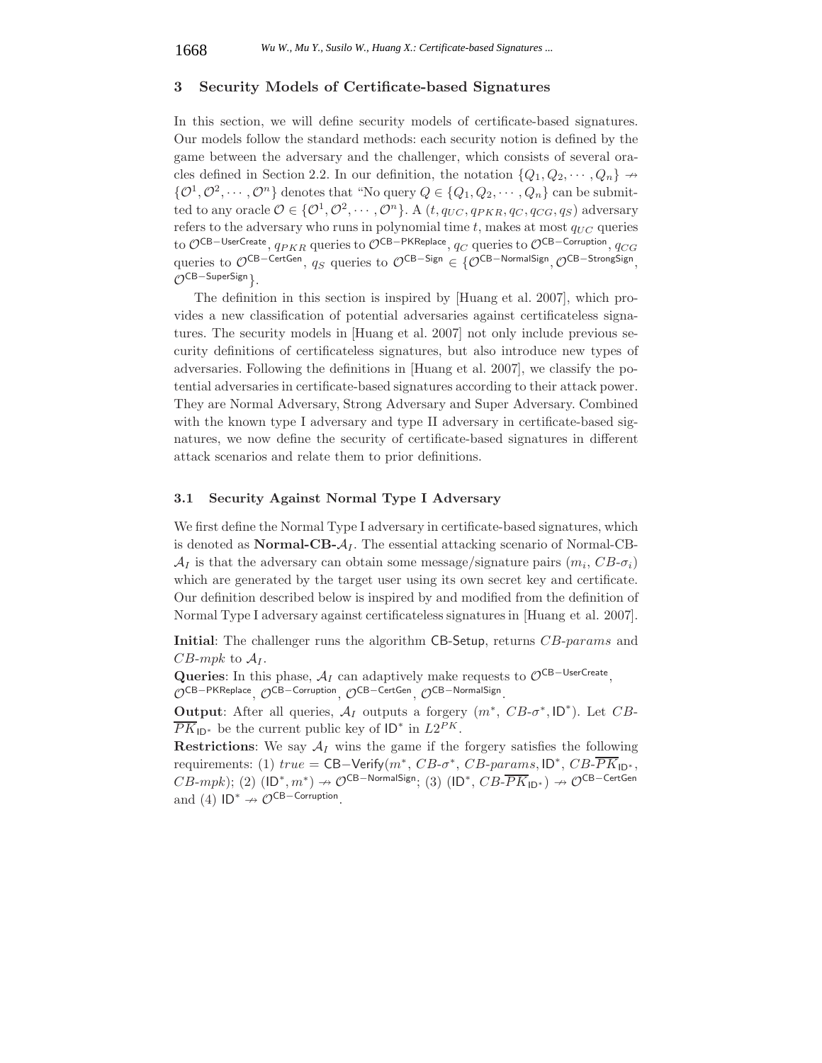## 3 Security Models of Certificate-based Signatures

In this section, we will define security models of certificate-based signatures. Our models follow the standard methods: each security notion is defined by the game between the adversary and the challenger, which consists of several oracles defined in Section 2.2. In our definition, the notation $\{Q_1, Q_2, \cdots, Q_n\} \nrightarrow \{\mathcal{O}^1, \mathcal{O}^2, \cdots, \mathcal{O}^n\}$ denotes that "No query $Q \in \{Q_1, Q_2, \cdots, Q_n\}$ can be submitted to any oracle $\mathcal{O} \in \{\mathcal{O}^1, \mathcal{O}^2, \cdots, \mathcal{O}^n\}$. A $(t, q_{UC}, q_{PKR}, q_C, q_{CG}, q_S)$ adversary refers to the adversary who runs in polynomial time $t$, makes at most $q_{UC}$ queries to $\mathcal{O}^{\mathsf{CB-UserCreate}}$, $q_{PKR}$ queries to $\mathcal{O}^{\mathsf{CB-PKReplace}}$, $q_C$ queries to $\mathcal{O}^{\mathsf{CB-Corruption}}$, $q_{CG}$ queries to $\mathcal{O}^{\mathsf{CB-CertGen}}$, $q_S$ queries to $\mathcal{O}^{\mathsf{CB-Sign}} \in \{\mathcal{O}^{\mathsf{CB-NormalSign}}, \mathcal{O}^{\mathsf{CB-StrongSign}}, \mathcal{O}^{\mathsf{CB-SuperSign}}\}$.

The definition in this section is inspired by [Huang et al. 2007], which provides a new classification of potential adversaries against certificateless signatures. The security models in [Huang et al. 2007] not only include previous security definitions of certificateless signatures, but also introduce new types of adversaries. Following the definitions in [Huang et al. 2007], we classify the potential adversaries in certificate-based signatures according to their attack power. They are Normal Adversary, Strong Adversary and Super Adversary. Combined with the known type I adversary and type II adversary in certificate-based signatures, we now define the security of certificate-based signatures in different attack scenarios and relate them to prior definitions.

### 3.1 Security Against Normal Type I Adversary

We first define the Normal Type I adversary in certificate-based signatures, which is denoted as **Normal-CB-**$\mathcal{A}_I$. The essential attacking scenario of Normal-CB-$\mathcal{A}_I$ is that the adversary can obtain some message/signature pairs $(m_i, CB\text{-}\sigma_i)$ which are generated by the target user using its own secret key and certificate. Our definition described below is inspired by and modified from the definition of Normal Type I adversary against certificateless signatures in [Huang et al. 2007].

**Initial**: The challenger runs the algorithm $\mathsf{CB\text{-}Setup}$, returns $CB\text{-}params$ and $CB\text{-}mpk$ to $\mathcal{A}_I$.

**Queries**: In this phase, $\mathcal{A}_I$ can adaptively make requests to $\mathcal{O}^{\mathsf{CB-UserCreate}}$, $\mathcal{O}^{\mathsf{CB-PKReplace}}$, $\mathcal{O}^{\mathsf{CB-Corruption}}$, $\mathcal{O}^{\mathsf{CB-CertGen}}$, $\mathcal{O}^{\mathsf{CB-NormalSign}}$.

**Output**: After all queries, $\mathcal{A}_I$ outputs a forgery $(m^*, CB\text{-}\sigma^*, \mathsf{ID}^*)$. Let $CB\text{-}\overline{PK}_{\mathsf{ID}^*}$ be the current public key of $\mathsf{ID}^*$ in $L2^{PK}$.

**Restrictions**: We say $\mathcal{A}_I$ wins the game if the forgery satisfies the following requirements: (1) $true = \mathsf{CB-Verify}(m^*, CB\text{-}\sigma^*, CB\text{-}params, \mathsf{ID}^*, CB\text{-}\overline{PK}_{\mathsf{ID}^*}, CB\text{-}mpk)$; (2) $(\mathsf{ID}^*, m^*) \nrightarrow \mathcal{O}^{\mathsf{CB-NormalSign}}$; (3) $(\mathsf{ID}^*, CB\text{-}\overline{PK}_{\mathsf{ID}^*}) \nrightarrow \mathcal{O}^{\mathsf{CB-CertGen}}$ and (4) $\mathsf{ID}^* \nrightarrow \mathcal{O}^{\mathsf{CB-Corruption}}$.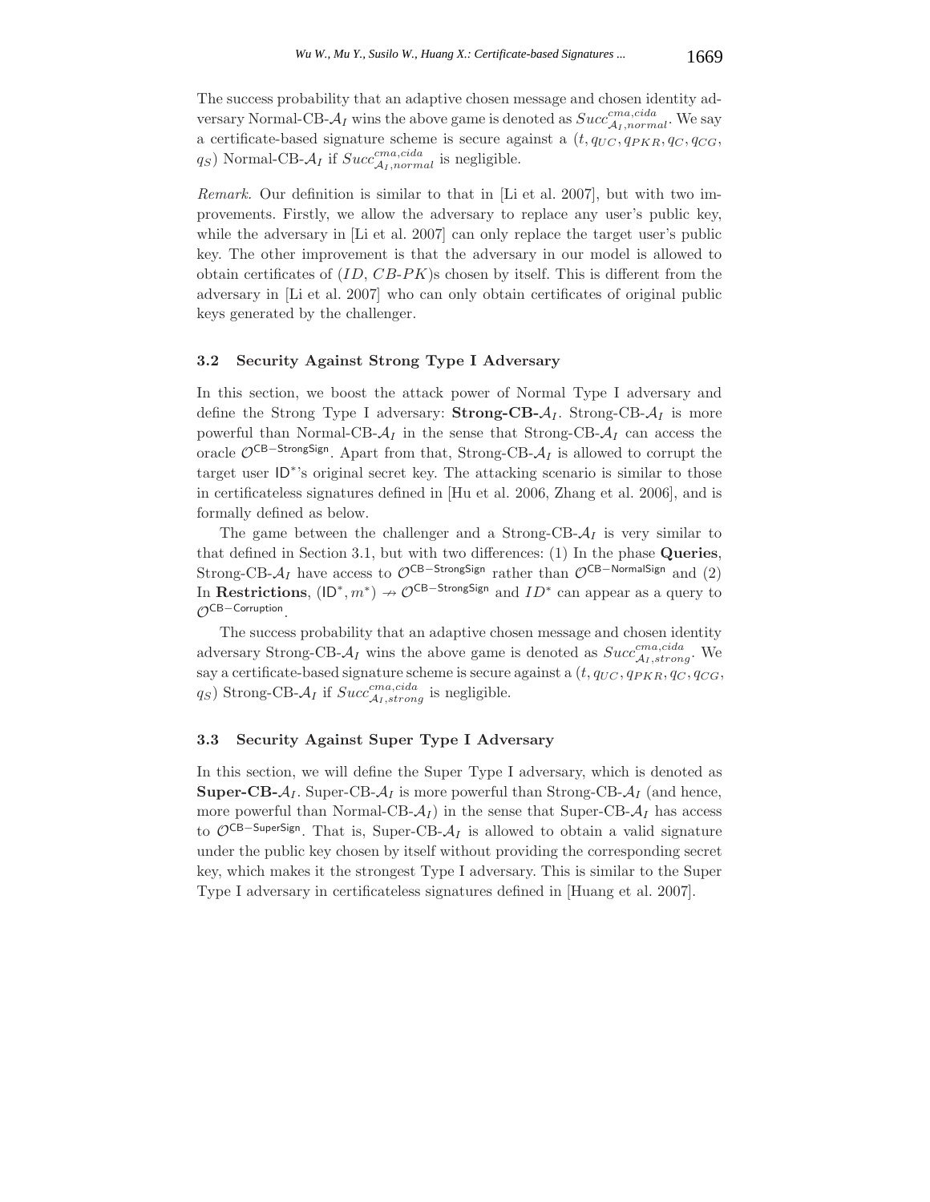The success probability that an adaptive chosen message and chosen identity adversary Normal-CB-$\mathcal{A}_I$ wins the above game is denoted as $Succ^{cma,cida}_{\mathcal{A}_I,normal}$. We say a certificate-based signature scheme is secure against a $(t, q_{UC}, q_{PKR}, q_C, q_{CG}, q_S)$ Normal-CB-$\mathcal{A}_I$ if $Succ^{cma,cida}_{\mathcal{A}_I,normal}$ is negligible.

*Remark.* Our definition is similar to that in [Li et al. 2007], but with two improvements. Firstly, we allow the adversary to replace any user's public key, while the adversary in [Li et al. 2007] can only replace the target user's public key. The other improvement is that the adversary in our model is allowed to obtain certificates of $(ID, CB\text{-}PK)$s chosen by itself. This is different from the adversary in [Li et al. 2007] who can only obtain certificates of original public keys generated by the challenger.

### 3.2 Security Against Strong Type I Adversary

In this section, we boost the attack power of Normal Type I adversary and define the Strong Type I adversary: **Strong-CB-**$\mathcal{A}_I$. Strong-CB-$\mathcal{A}_I$ is more powerful than Normal-CB-$\mathcal{A}_I$ in the sense that Strong-CB-$\mathcal{A}_I$ can access the oracle $\mathcal{O}^{\mathsf{CB-StrongSign}}$. Apart from that, Strong-CB-$\mathcal{A}_I$ is allowed to corrupt the target user $\mathsf{ID}^*$'s original secret key. The attacking scenario is similar to those in certificateless signatures defined in [Hu et al. 2006, Zhang et al. 2006], and is formally defined as below.

The game between the challenger and a Strong-CB-$\mathcal{A}_I$ is very similar to that defined in Section 3.1, but with two differences: (1) In the phase **Queries**, Strong-CB-$\mathcal{A}_I$ have access to $\mathcal{O}^{\mathsf{CB-StrongSign}}$ rather than $\mathcal{O}^{\mathsf{CB-NormalSign}}$ and (2) In **Restrictions**, $(\mathsf{ID}^*, m^*) \nrightarrow \mathcal{O}^{\mathsf{CB-StrongSign}}$ and $ID^*$ can appear as a query to $\mathcal{O}^{\mathsf{CB-Corruption}}$.

The success probability that an adaptive chosen message and chosen identity adversary Strong-CB-$\mathcal{A}_I$ wins the above game is denoted as $Succ^{cma,cida}_{\mathcal{A}_I,strong}$. We say a certificate-based signature scheme is secure against a $(t, q_{UC}, q_{PKR}, q_C, q_{CG}, q_S)$ Strong-CB-$\mathcal{A}_I$ if $Succ^{cma,cida}_{\mathcal{A}_I,strong}$ is negligible.

### 3.3 Security Against Super Type I Adversary

In this section, we will define the Super Type I adversary, which is denoted as **Super-CB-**$\mathcal{A}_I$. Super-CB-$\mathcal{A}_I$ is more powerful than Strong-CB-$\mathcal{A}_I$ (and hence, more powerful than Normal-CB-$\mathcal{A}_I$) in the sense that Super-CB-$\mathcal{A}_I$ has access to $\mathcal{O}^{\mathsf{CB-SuperSign}}$. That is, Super-CB-$\mathcal{A}_I$ is allowed to obtain a valid signature under the public key chosen by itself without providing the corresponding secret key, which makes it the strongest Type I adversary. This is similar to the Super Type I adversary in certificateless signatures defined in [Huang et al. 2007].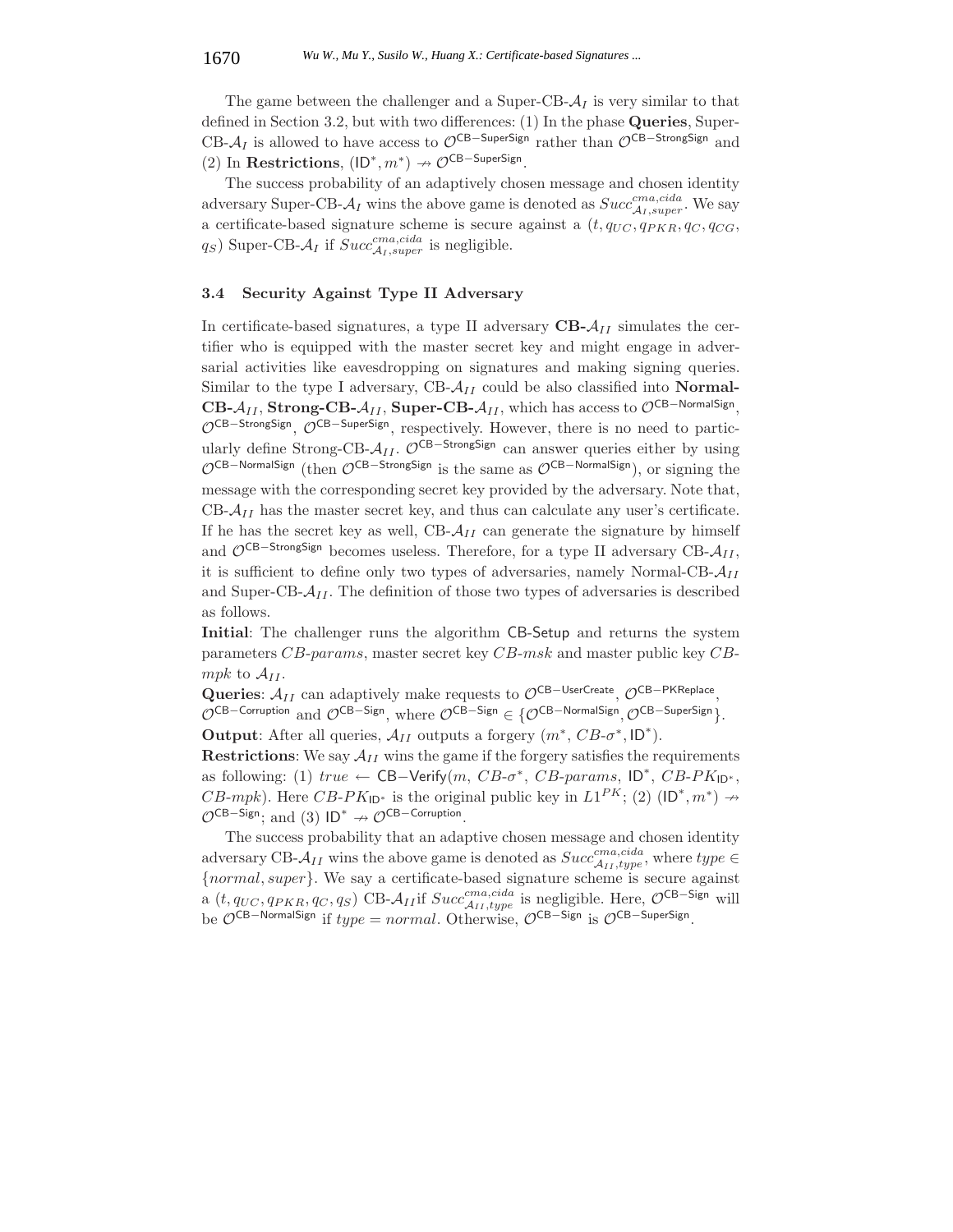The game between the challenger and a Super-CB-$\mathcal{A}_I$ is very similar to that defined in Section 3.2, but with two differences: (1) In the phase **Queries**, Super-CB-$\mathcal{A}_I$ is allowed to have access to $\mathcal{O}^{\mathsf{CB-SuperSign}}$ rather than $\mathcal{O}^{\mathsf{CB-StrongSign}}$ and (2) In **Restrictions**, $(\mathsf{ID}^*, m^*) \nrightarrow \mathcal{O}^{\mathsf{CB-SuperSign}}$.

The success probability of an adaptively chosen message and chosen identity adversary Super-CB-$\mathcal{A}_I$ wins the above game is denoted as $Succ^{cma,cida}_{\mathcal{A}_I,super}$. We say a certificate-based signature scheme is secure against a $(t, q_{UC}, q_{PKR}, q_C, q_{CG}, q_S)$ Super-CB-$\mathcal{A}_I$ if $Succ^{cma,cida}_{\mathcal{A}_I,super}$ is negligible.

### 3.4 Security Against Type II Adversary

In certificate-based signatures, a type II adversary **CB-**$\mathcal{A}_{II}$ simulates the certifier who is equipped with the master secret key and might engage in adversarial activities like eavesdropping on signatures and making signing queries. Similar to the type I adversary, CB-$\mathcal{A}_{II}$ could be also classified into **Normal-CB-**$\mathcal{A}_{II}$, **Strong-CB-**$\mathcal{A}_{II}$, **Super-CB-**$\mathcal{A}_{II}$, which has access to $\mathcal{O}^{\mathsf{CB-NormalSign}}$, $\mathcal{O}^{\mathsf{CB-StrongSign}}$, $\mathcal{O}^{\mathsf{CB-SuperSign}}$, respectively. However, there is no need to particularly define Strong-CB-$\mathcal{A}_{II}$. $\mathcal{O}^{\mathsf{CB-StrongSign}}$ can answer queries either by using $\mathcal{O}^{\mathsf{CB-NormalSign}}$ (then $\mathcal{O}^{\mathsf{CB-StrongSign}}$ is the same as $\mathcal{O}^{\mathsf{CB-NormalSign}}$), or signing the message with the corresponding secret key provided by the adversary. Note that, CB-$\mathcal{A}_{II}$ has the master secret key, and thus can calculate any user's certificate. If he has the secret key as well, CB-$\mathcal{A}_{II}$ can generate the signature by himself and $\mathcal{O}^{\mathsf{CB-StrongSign}}$ becomes useless. Therefore, for a type II adversary CB-$\mathcal{A}_{II}$, it is sufficient to define only two types of adversaries, namely Normal-CB-$\mathcal{A}_{II}$ and Super-CB-$\mathcal{A}_{II}$. The definition of those two types of adversaries is described as follows.

**Initial**: The challenger runs the algorithm $\mathsf{CB\text{-}Setup}$ and returns the system parameters *CB-params*, master secret key *CB-msk* and master public key *CB-mpk* to $\mathcal{A}_{II}$.

**Queries**: $\mathcal{A}_{II}$ can adaptively make requests to $\mathcal{O}^{\mathsf{CB-UserCreate}}$, $\mathcal{O}^{\mathsf{CB-PKReplace}}$, $\mathcal{O}^{\mathsf{CB-Corruption}}$ and $\mathcal{O}^{\mathsf{CB-Sign}}$, where $\mathcal{O}^{\mathsf{CB-Sign}} \in \{\mathcal{O}^{\mathsf{CB-NormalSign}}, \mathcal{O}^{\mathsf{CB-SuperSign}}\}$.

**Output**: After all queries, $\mathcal{A}_{II}$ outputs a forgery $(m^*, CB\text{-}\sigma^*, \mathsf{ID}^*)$.

**Restrictions**: We say $\mathcal{A}_{II}$ wins the game if the forgery satisfies the requirements as following: (1) $true \leftarrow \mathsf{CB{-}Verify}(m, CB\text{-}\sigma^*, CB\text{-}params, \mathsf{ID}^*, CB\text{-}PK_{\mathsf{ID}^*}, CB\text{-}mpk)$. Here $CB\text{-}PK_{\mathsf{ID}^*}$ is the original public key in $L1^{PK}$; (2) $(\mathsf{ID}^*, m^*) \nrightarrow \mathcal{O}^{\mathsf{CB-Sign}}$; and (3) $\mathsf{ID}^* \nrightarrow \mathcal{O}^{\mathsf{CB-Corruption}}$.

The success probability that an adaptive chosen message and chosen identity adversary CB-$\mathcal{A}_{II}$ wins the above game is denoted as $Succ^{cma,cida}_{\mathcal{A}_{II},type}$, where $type \in \{normal, super\}$. We say a certificate-based signature scheme is secure against a $(t, q_{UC}, q_{PKR}, q_C, q_S)$ CB-$\mathcal{A}_{II}$if $Succ^{cma,cida}_{\mathcal{A}_{II},type}$ is negligible. Here, $\mathcal{O}^{\mathsf{CB-Sign}}$ will be $\mathcal{O}^{\mathsf{CB-NormalSign}}$ if $type = normal$. Otherwise, $\mathcal{O}^{\mathsf{CB-Sign}}$ is $\mathcal{O}^{\mathsf{CB-SuperSign}}$.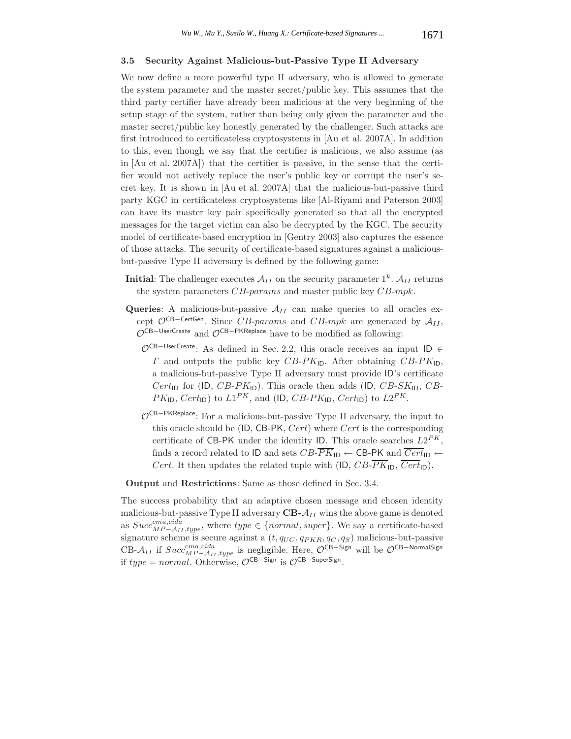### 3.5 Security Against Malicious-but-Passive Type II Adversary

We now define a more powerful type II adversary, who is allowed to generate the system parameter and the master secret/public key. This assumes that the third party certifier have already been malicious at the very beginning of the setup stage of the system, rather than being only given the parameter and the master secret/public key honestly generated by the challenger. Such attacks are first introduced to certificateless cryptosystems in [Au et al. 2007A]. In addition to this, even though we say that the certifier is malicious, we also assume (as in [Au et al. 2007A]) that the certifier is passive, in the sense that the certifier would not actively replace the user's public key or corrupt the user's secret key. It is shown in [Au et al. 2007A] that the malicious-but-passive third party KGC in certificateless cryptosystems like [Al-Riyami and Paterson 2003] can have its master key pair specifically generated so that all the encrypted messages for the target victim can also be decrypted by the KGC. The security model of certificate-based encryption in [Gentry 2003] also captures the essence of those attacks. The security of certificate-based signatures against a malicious-but-passive Type II adversary is defined by the following game:

- **Initial**: The challenger executes $\mathcal{A}_{II}$ on the security parameter $1^k$. $\mathcal{A}_{II}$ returns the system parameters $CB\text{-}params$ and master public key $CB\text{-}mpk$.
- **Queries**: A malicious-but-passive $\mathcal{A}_{II}$ can make queries to all oracles except $\mathcal{O}^{\mathsf{CB-CertGen}}$. Since $CB\text{-}params$ and $CB\text{-}mpk$ are generated by $\mathcal{A}_{II}$, $\mathcal{O}^{\mathsf{CB-UserCreate}}$ and $\mathcal{O}^{\mathsf{CB-PKReplace}}$ have to be modified as following:
  - $\mathcal{O}^{\mathsf{CB-UserCreate}}$: As defined in Sec. 2.2, this oracle receives an input $\mathsf{ID} \in \Gamma$ and outputs the public key $CB\text{-}PK_{\mathsf{ID}}$. After obtaining $CB\text{-}PK_{\mathsf{ID}}$, a malicious-but-passive Type II adversary must provide $\mathsf{ID}$'s certificate $Cert_{\mathsf{ID}}$ for $(\mathsf{ID}, CB\text{-}PK_{\mathsf{ID}})$. This oracle then adds $(\mathsf{ID}, CB\text{-}SK_{\mathsf{ID}}, CB\text{-}PK_{\mathsf{ID}}, Cert_{\mathsf{ID}})$ to $L1^{PK}$, and $(\mathsf{ID}, CB\text{-}PK_{\mathsf{ID}}, Cert_{\mathsf{ID}})$ to $L2^{PK}$.
  - $\mathcal{O}^{\mathsf{CB-PKReplace}}$: For a malicious-but-passive Type II adversary, the input to this oracle should be $(\mathsf{ID}, \mathsf{CB\text{-}PK}, Cert)$ where $Cert$ is the corresponding certificate of $\mathsf{CB\text{-}PK}$ under the identity $\mathsf{ID}$. This oracle searches $L2^{PK}$, finds a record related to $\mathsf{ID}$ and sets $CB\text{-}\overline{PK}_{\mathsf{ID}} \leftarrow \mathsf{CB\text{-}PK}$ and $\overline{Cert}_{\mathsf{ID}} \leftarrow Cert$. It then updates the related tuple with $(\mathsf{ID}, CB\text{-}\overline{PK}_{\mathsf{ID}}, \overline{Cert}_{\mathsf{ID}})$.
- **Output** and **Restrictions**: Same as those defined in Sec. 3.4.

The success probability that an adaptive chosen message and chosen identity malicious-but-passive Type II adversary **CB-**$\mathcal{A}_{II}$ wins the above game is denoted as $Succ^{cma,cida}_{MP-\mathcal{A}_{II},type}$, where $type \in \{normal, super\}$. We say a certificate-based signature scheme is secure against a $(t, q_{UC}, q_{PKR}, q_C, q_S)$ malicious-but-passive CB-$\mathcal{A}_{II}$ if $Succ^{cma,cida}_{MP-\mathcal{A}_{II},type}$ is negligible. Here, $\mathcal{O}^{\mathsf{CB-Sign}}$ will be $\mathcal{O}^{\mathsf{CB-NormalSign}}$ if $type = normal$. Otherwise, $\mathcal{O}^{\mathsf{CB-Sign}}$ is $\mathcal{O}^{\mathsf{CB-SuperSign}}$.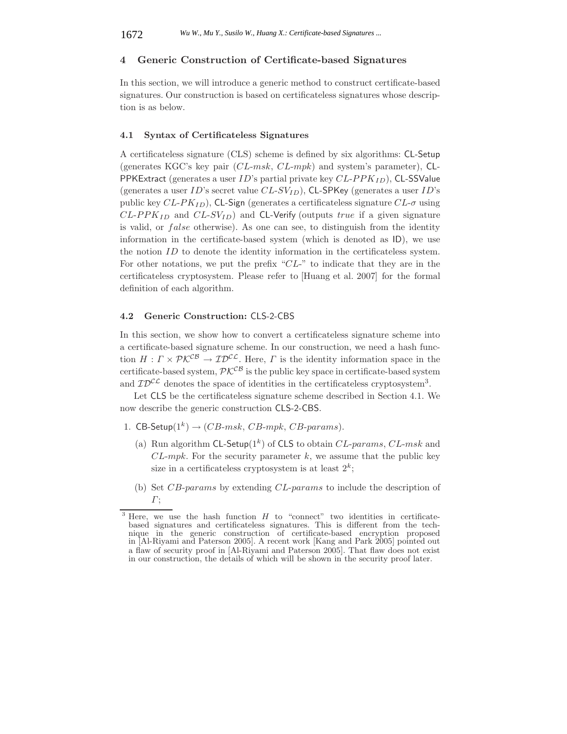## 4 Generic Construction of Certificate-based Signatures

In this section, we will introduce a generic method to construct certificate-based signatures. Our construction is based on certificateless signatures whose description is as below.

### 4.1 Syntax of Certificateless Signatures

A certificateless signature (CLS) scheme is defined by six algorithms: CL-Setup (generates KGC's key pair ($CL\text{-}msk$, $CL\text{-}mpk$) and system's parameter), CL-PPKExtract (generates a user $ID$'s partial private key $CL\text{-}PPK_{ID}$), CL-SSValue (generates a user $ID$'s secret value $CL\text{-}SV_{ID}$), CL-SPKey (generates a user $ID$'s public key $CL\text{-}PK_{ID}$), CL-Sign (generates a certificateless signature $CL\text{-}\sigma$ using $CL\text{-}PPK_{ID}$ and $CL\text{-}SV_{ID}$) and CL-Verify (outputs $true$ if a given signature is valid, or $false$ otherwise). As one can see, to distinguish from the identity information in the certificate-based system (which is denoted as ID), we use the notion $ID$ to denote the identity information in the certificateless system. For other notations, we put the prefix "$CL$-" to indicate that they are in the certificateless cryptosystem. Please refer to [Huang et al. 2007] for the formal definition of each algorithm.

### 4.2 Generic Construction: CLS-2-CBS

In this section, we show how to convert a certificateless signature scheme into a certificate-based signature scheme. In our construction, we need a hash function $H : \Gamma \times \mathcal{PK}^{\mathcal{CB}} \rightarrow \mathcal{ID}^{\mathcal{CL}}$. Here, $\Gamma$ is the identity information space in the certificate-based system, $\mathcal{PK}^{\mathcal{CB}}$ is the public key space in certificate-based system and $\mathcal{ID}^{\mathcal{CL}}$ denotes the space of identities in the certificateless cryptosystem[3].

Let CLS be the certificateless signature scheme described in Section 4.1. We now describe the generic construction CLS-2-CBS.

1. CB-Setup$(1^k) \rightarrow (CB\text{-}msk, CB\text{-}mpk, CB\text{-}params)$.
   (a) Run algorithm CL-Setup$(1^k)$ of CLS to obtain $CL\text{-}params$, $CL\text{-}msk$ and $CL\text{-}mpk$. For the security parameter $k$, we assume that the public key size in a certificateless cryptosystem is at least $2^k$;
   (b) Set $CB\text{-}params$ by extending $CL\text{-}params$ to include the description of $\Gamma$;

[3] Here, we use the hash function $H$ to "connect" two identities in certificate-based signatures and certificateless signatures. This is different from the technique in the generic construction of certificate-based encryption proposed in [Al-Riyami and Paterson 2005]. A recent work [Kang and Park 2005] pointed out a flaw of security proof in [Al-Riyami and Paterson 2005]. That flaw does not exist in our construction, the details of which will be shown in the security proof later.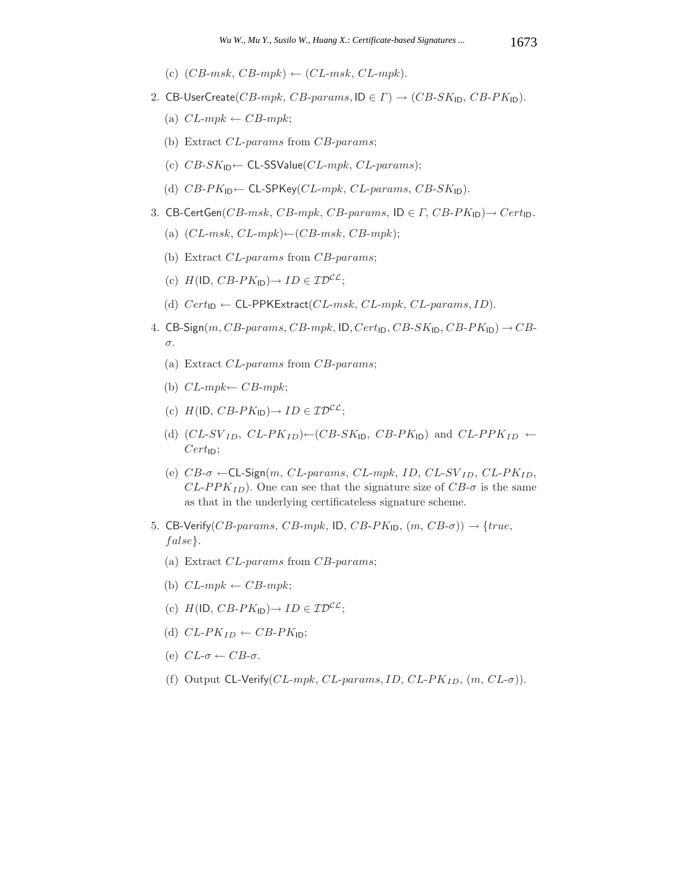(c) $(CB\text{-}msk,\ CB\text{-}mpk) \leftarrow (CL\text{-}msk,\ CL\text{-}mpk)$.

2. $\mathsf{CB\text{-}UserCreate}(CB\text{-}mpk,\ CB\text{-}params, \mathsf{ID} \in \Gamma) \rightarrow (CB\text{-}SK_{\mathsf{ID}},\ CB\text{-}PK_{\mathsf{ID}})$.

   (a) $CL\text{-}mpk \leftarrow CB\text{-}mpk$;

   (b) Extract $CL\text{-}params$ from $CB\text{-}params$;

   (c) $CB\text{-}SK_{\mathsf{ID}} \leftarrow \mathsf{CL\text{-}SSValue}(CL\text{-}mpk,\ CL\text{-}params)$;

   (d) $CB\text{-}PK_{\mathsf{ID}} \leftarrow \mathsf{CL\text{-}SPKey}(CL\text{-}mpk,\ CL\text{-}params,\ CB\text{-}SK_{\mathsf{ID}})$.

3. $\mathsf{CB\text{-}CertGen}(CB\text{-}msk,\ CB\text{-}mpk,\ CB\text{-}params,\ \mathsf{ID} \in \Gamma,\ CB\text{-}PK_{\mathsf{ID}}) \rightarrow Cert_{\mathsf{ID}}$.

   (a) $(CL\text{-}msk,\ CL\text{-}mpk) \leftarrow (CB\text{-}msk,\ CB\text{-}mpk)$;

   (b) Extract $CL\text{-}params$ from $CB\text{-}params$;

   (c) $H(\mathsf{ID},\ CB\text{-}PK_{\mathsf{ID}}) \rightarrow ID \in \mathcal{ID}^{\mathcal{CL}}$;

   (d) $Cert_{\mathsf{ID}} \leftarrow \mathsf{CL\text{-}PPKExtract}(CL\text{-}msk,\ CL\text{-}mpk,\ CL\text{-}params, ID)$.

4. $\mathsf{CB\text{-}Sign}(m, CB\text{-}params, CB\text{-}mpk, \mathsf{ID}, Cert_{\mathsf{ID}}, CB\text{-}SK_{\mathsf{ID}}, CB\text{-}PK_{\mathsf{ID}}) \rightarrow CB\text{-}\sigma$.

   (a) Extract $CL\text{-}params$ from $CB\text{-}params$;

   (b) $CL\text{-}mpk \leftarrow CB\text{-}mpk$;

   (c) $H(\mathsf{ID},\ CB\text{-}PK_{\mathsf{ID}}) \rightarrow ID \in \mathcal{ID}^{\mathcal{CL}}$;

   (d) $(CL\text{-}SV_{ID},\ CL\text{-}PK_{ID}) \leftarrow (CB\text{-}SK_{\mathsf{ID}},\ CB\text{-}PK_{\mathsf{ID}})$ and $CL\text{-}PPK_{ID} \leftarrow Cert_{\mathsf{ID}}$;

   (e) $CB\text{-}\sigma \leftarrow \mathsf{CL\text{-}Sign}(m,\ CL\text{-}params,\ CL\text{-}mpk,\ ID,\ CL\text{-}SV_{ID},\ CL\text{-}PK_{ID},\ CL\text{-}PPK_{ID})$. One can see that the signature size of $CB\text{-}\sigma$ is the same as that in the underlying certificateless signature scheme.

5. $\mathsf{CB\text{-}Verify}(CB\text{-}params,\ CB\text{-}mpk,\ \mathsf{ID},\ CB\text{-}PK_{\mathsf{ID}},\ (m,\ CB\text{-}\sigma)) \rightarrow \{true,\ false\}$.

   (a) Extract $CL\text{-}params$ from $CB\text{-}params$;

   (b) $CL\text{-}mpk \leftarrow CB\text{-}mpk$;

   (c) $H(\mathsf{ID},\ CB\text{-}PK_{\mathsf{ID}}) \rightarrow ID \in \mathcal{ID}^{\mathcal{CL}}$;

   (d) $CL\text{-}PK_{ID} \leftarrow CB\text{-}PK_{\mathsf{ID}}$;

   (e) $CL\text{-}\sigma \leftarrow CB\text{-}\sigma$.

   (f) Output $\mathsf{CL\text{-}Verify}(CL\text{-}mpk,\ CL\text{-}params, ID,\ CL\text{-}PK_{ID},\ (m,\ CL\text{-}\sigma))$.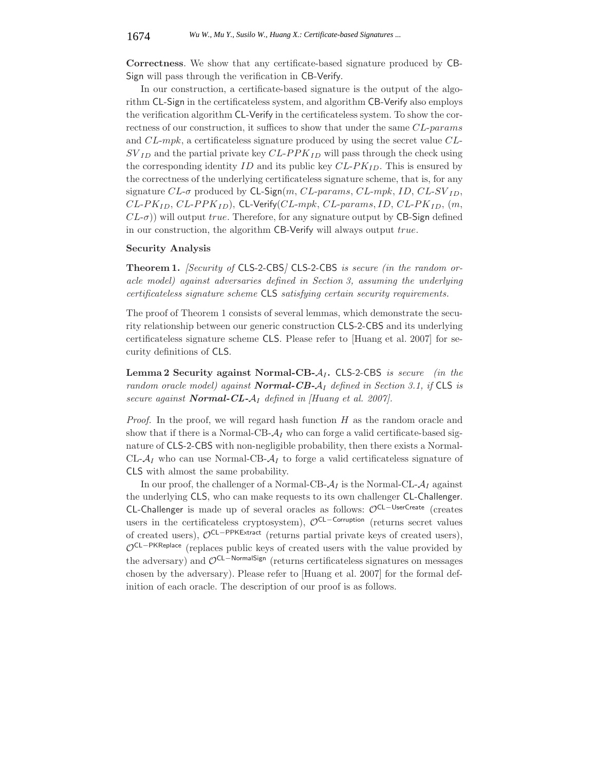**Correctness**. We show that any certificate-based signature produced by CB-Sign will pass through the verification in CB-Verify.

In our construction, a certificate-based signature is the output of the algorithm CL-Sign in the certificateless system, and algorithm CB-Verify also employs the verification algorithm CL-Verify in the certificateless system. To show the correctness of our construction, it suffices to show that under the same $CL\text{-}params$ and $CL\text{-}mpk$, a certificateless signature produced by using the secret value $CL\text{-}SV_{ID}$ and the partial private key $CL\text{-}PPK_{ID}$ will pass through the check using the corresponding identity $ID$ and its public key $CL\text{-}PK_{ID}$. This is ensured by the correctness of the underlying certificateless signature scheme, that is, for any signature $CL\text{-}\sigma$ produced by CL-Sign($m$, $CL\text{-}params$, $CL\text{-}mpk$, $ID$, $CL\text{-}SV_{ID}$, $CL\text{-}PK_{ID}$, $CL\text{-}PPK_{ID}$), CL-Verify($CL\text{-}mpk$, $CL\text{-}params$, $ID$, $CL\text{-}PK_{ID}$, ($m$, $CL\text{-}\sigma$)) will output *true*. Therefore, for any signature output by CB-Sign defined in our construction, the algorithm CB-Verify will always output *true*.

**Security Analysis**

**Theorem 1.** *[Security of* CLS-2-CBS*]* CLS-2-CBS *is secure (in the random oracle model) against adversaries defined in Section 3, assuming the underlying certificateless signature scheme* CLS *satisfying certain security requirements.*

The proof of Theorem 1 consists of several lemmas, which demonstrate the security relationship between our generic construction CLS-2-CBS and its underlying certificateless signature scheme CLS. Please refer to [Huang et al. 2007] for security definitions of CLS.

**Lemma 2 Security against Normal-CB-$\mathcal{A}_I$.** CLS-2-CBS *is secure (in the random oracle model) against* ***Normal-CB-$\mathcal{A}_I$*** *defined in Section 3.1, if* CLS *is secure against* ***Normal-CL-$\mathcal{A}_I$*** *defined in [Huang et al. 2007].*

*Proof.* In the proof, we will regard hash function $H$ as the random oracle and show that if there is a Normal-CB-$\mathcal{A}_I$ who can forge a valid certificate-based signature of CLS-2-CBS with non-negligible probability, then there exists a Normal-CL-$\mathcal{A}_I$ who can use Normal-CB-$\mathcal{A}_I$ to forge a valid certificateless signature of CLS with almost the same probability.

In our proof, the challenger of a Normal-CB-$\mathcal{A}_I$ is the Normal-CL-$\mathcal{A}_I$ against the underlying CLS, who can make requests to its own challenger CL-Challenger. CL-Challenger is made up of several oracles as follows: $\mathcal{O}^{\mathsf{CL-UserCreate}}$ (creates users in the certificateless cryptosystem), $\mathcal{O}^{\mathsf{CL-Corruption}}$ (returns secret values of created users), $\mathcal{O}^{\mathsf{CL-PPKExtract}}$ (returns partial private keys of created users), $\mathcal{O}^{\mathsf{CL-PKReplace}}$ (replaces public keys of created users with the value provided by the adversary) and $\mathcal{O}^{\mathsf{CL-NormalSign}}$ (returns certificateless signatures on messages chosen by the adversary). Please refer to [Huang et al. 2007] for the formal definition of each oracle. The description of our proof is as follows.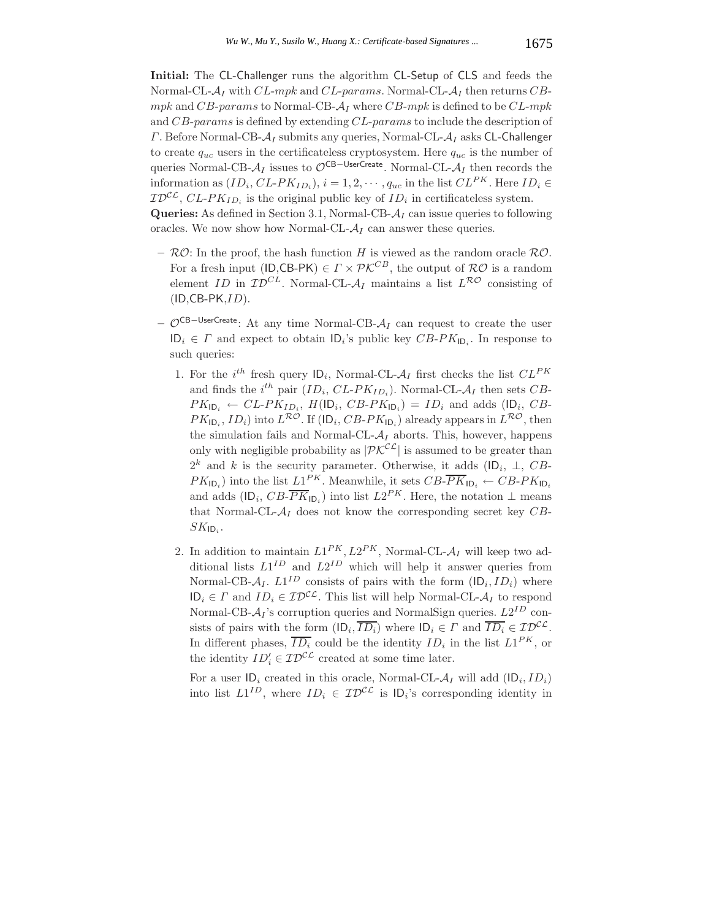**Initial:** The CL-Challenger runs the algorithm CL-Setup of CLS and feeds the Normal-CL-$\mathcal{A}_I$ with $CL\text{-}mpk$ and $CL\text{-}params$. Normal-CL-$\mathcal{A}_I$ then returns $CB\text{-}mpk$ and $CB\text{-}params$ to Normal-CB-$\mathcal{A}_I$ where $CB\text{-}mpk$ is defined to be $CL\text{-}mpk$ and $CB\text{-}params$ is defined by extending $CL\text{-}params$ to include the description of $\Gamma$. Before Normal-CB-$\mathcal{A}_I$ submits any queries, Normal-CL-$\mathcal{A}_I$ asks CL-Challenger to create $q_{uc}$ users in the certificateless cryptosystem. Here $q_{uc}$ is the number of queries Normal-CB-$\mathcal{A}_I$ issues to $\mathcal{O}^{\mathsf{CB-UserCreate}}$. Normal-CL-$\mathcal{A}_I$ then records the information as $(ID_i, CL\text{-}PK_{ID_i})$, $i = 1, 2, \cdots, q_{uc}$ in the list $CL^{PK}$. Here $ID_i \in \mathcal{ID}^{\mathcal{CL}}$, $CL\text{-}PK_{ID_i}$ is the original public key of $ID_i$ in certificateless system.

**Queries:** As defined in Section 3.1, Normal-CB-$\mathcal{A}_I$ can issue queries to following oracles. We now show how Normal-CL-$\mathcal{A}_I$ can answer these queries.

– $\mathcal{RO}$: In the proof, the hash function $H$ is viewed as the random oracle $\mathcal{RO}$. For a fresh input $(\mathsf{ID},\mathsf{CB\text{-}PK}) \in \Gamma \times \mathcal{PK}^{CB}$, the output of $\mathcal{RO}$ is a random element $ID$ in $\mathcal{ID}^{CL}$. Normal-CL-$\mathcal{A}_I$ maintains a list $L^{\mathcal{RO}}$ consisting of $(\mathsf{ID},\mathsf{CB\text{-}PK},ID)$.

– $\mathcal{O}^{\mathsf{CB-UserCreate}}$: At any time Normal-CB-$\mathcal{A}_I$ can request to create the user $\mathsf{ID}_i \in \Gamma$ and expect to obtain $\mathsf{ID}_i$'s public key $CB\text{-}PK_{\mathsf{ID}_i}$. In response to such queries:

1. For the $i^{th}$ fresh query $\mathsf{ID}_i$, Normal-CL-$\mathcal{A}_I$ first checks the list $CL^{PK}$ and finds the $i^{th}$ pair $(ID_i, CL\text{-}PK_{ID_i})$. Normal-CL-$\mathcal{A}_I$ then sets $CB\text{-}PK_{\mathsf{ID}_i} \leftarrow CL\text{-}PK_{ID_i}$, $H(\mathsf{ID}_i, CB\text{-}PK_{\mathsf{ID}_i}) = ID_i$ and adds $(\mathsf{ID}_i, CB\text{-}PK_{\mathsf{ID}_i}, ID_i)$ into $L^{\mathcal{RO}}$. If $(\mathsf{ID}_i, CB\text{-}PK_{\mathsf{ID}_i})$ already appears in $L^{\mathcal{RO}}$, then the simulation fails and Normal-CL-$\mathcal{A}_I$ aborts. This, however, happens only with negligible probability as $|\mathcal{PK}^{\mathcal{CL}}|$ is assumed to be greater than $2^k$ and $k$ is the security parameter. Otherwise, it adds $(\mathsf{ID}_i, \perp, CB\text{-}PK_{\mathsf{ID}_i})$ into the list $L1^{PK}$. Meanwhile, it sets $CB\text{-}\overline{PK}_{\mathsf{ID}_i} \leftarrow CB\text{-}PK_{\mathsf{ID}_i}$ and adds $(\mathsf{ID}_i, CB\text{-}\overline{PK}_{\mathsf{ID}_i})$ into list $L2^{PK}$. Here, the notation $\perp$ means that Normal-CL-$\mathcal{A}_I$ does not know the corresponding secret key $CB\text{-}SK_{\mathsf{ID}_i}$.

2. In addition to maintain $L1^{PK}, L2^{PK}$, Normal-CL-$\mathcal{A}_I$ will keep two additional lists $L1^{ID}$ and $L2^{ID}$ which will help it answer queries from Normal-CB-$\mathcal{A}_I$. $L1^{ID}$ consists of pairs with the form $(\mathsf{ID}_i, ID_i)$ where $\mathsf{ID}_i \in \Gamma$ and $ID_i \in \mathcal{ID}^{\mathcal{CL}}$. This list will help Normal-CL-$\mathcal{A}_I$ to respond Normal-CB-$\mathcal{A}_I$'s corruption queries and NormalSign queries. $L2^{ID}$ consists of pairs with the form $(\mathsf{ID}_i, \overline{ID_i})$ where $\mathsf{ID}_i \in \Gamma$ and $\overline{ID_i} \in \mathcal{ID}^{\mathcal{CL}}$. In different phases, $\overline{ID_i}$ could be the identity $ID_i$ in the list $L1^{PK}$, or the identity $ID'_i \in \mathcal{ID}^{\mathcal{CL}}$ created at some time later.

   For a user $\mathsf{ID}_i$ created in this oracle, Normal-CL-$\mathcal{A}_I$ will add $(\mathsf{ID}_i, ID_i)$ into list $L1^{ID}$, where $ID_i \in \mathcal{ID}^{\mathcal{CL}}$ is $\mathsf{ID}_i$'s corresponding identity in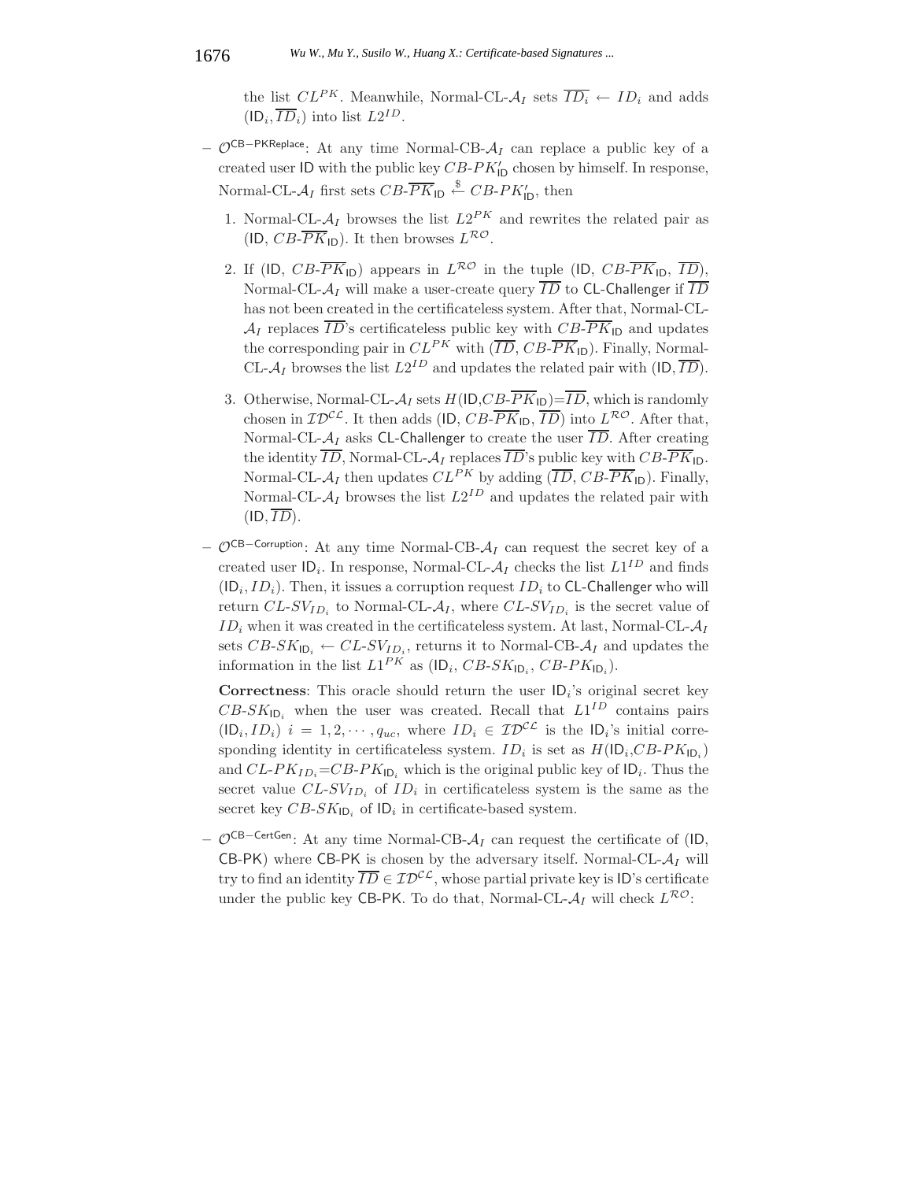the list $CL^{PK}$. Meanwhile, Normal-CL-$\mathcal{A}_I$ sets $\overline{ID_i} \leftarrow ID_i$ and adds $(\mathsf{ID}_i, \overline{ID}_i)$ into list $L2^{ID}$.

- $\mathcal{O}^{\mathsf{CB-PKReplace}}$: At any time Normal-CB-$\mathcal{A}_I$ can replace a public key of a created user $\mathsf{ID}$ with the public key $CB\text{-}PK'_{\mathsf{ID}}$ chosen by himself. In response, Normal-CL-$\mathcal{A}_I$ first sets $CB\text{-}\overline{PK}_{\mathsf{ID}} \stackrel{\$}{\leftarrow} CB\text{-}PK'_{\mathsf{ID}}$, then
  1. Normal-CL-$\mathcal{A}_I$ browses the list $L2^{PK}$ and rewrites the related pair as $(\mathsf{ID}, CB\text{-}\overline{PK}_{\mathsf{ID}})$. It then browses $L^{\mathcal{RO}}$.
  2. If $(\mathsf{ID}, CB\text{-}\overline{PK}_{\mathsf{ID}})$ appears in $L^{\mathcal{RO}}$ in the tuple $(\mathsf{ID}, CB\text{-}\overline{PK}_{\mathsf{ID}}, \overline{ID})$, Normal-CL-$\mathcal{A}_I$ will make a user-create query $\overline{ID}$ to $\mathsf{CL\text{-}Challenger}$ if $\overline{ID}$ has not been created in the certificateless system. After that, Normal-CL-$\mathcal{A}_I$ replaces $\overline{ID}$'s certificateless public key with $CB\text{-}\overline{PK}_{\mathsf{ID}}$ and updates the corresponding pair in $CL^{PK}$ with $(\overline{ID}, CB\text{-}\overline{PK}_{\mathsf{ID}})$. Finally, Normal-CL-$\mathcal{A}_I$ browses the list $L2^{ID}$ and updates the related pair with $(\mathsf{ID}, \overline{ID})$.
  3. Otherwise, Normal-CL-$\mathcal{A}_I$ sets $H(\mathsf{ID}, CB\text{-}\overline{PK}_{\mathsf{ID}}) = \overline{ID}$, which is randomly chosen in $\mathcal{ID}^{\mathcal{CL}}$. It then adds $(\mathsf{ID}, CB\text{-}\overline{PK}_{\mathsf{ID}}, \overline{ID})$ into $L^{\mathcal{RO}}$. After that, Normal-CL-$\mathcal{A}_I$ asks $\mathsf{CL\text{-}Challenger}$ to create the user $\overline{ID}$. After creating the identity $\overline{ID}$, Normal-CL-$\mathcal{A}_I$ replaces $\overline{ID}$'s public key with $CB\text{-}\overline{PK}_{\mathsf{ID}}$. Normal-CL-$\mathcal{A}_I$ then updates $CL^{PK}$ by adding $(\overline{ID}, CB\text{-}\overline{PK}_{\mathsf{ID}})$. Finally, Normal-CL-$\mathcal{A}_I$ browses the list $L2^{ID}$ and updates the related pair with $(\mathsf{ID}, \overline{ID})$.
- $\mathcal{O}^{\mathsf{CB-Corruption}}$: At any time Normal-CB-$\mathcal{A}_I$ can request the secret key of a created user $\mathsf{ID}_i$. In response, Normal-CL-$\mathcal{A}_I$ checks the list $L1^{ID}$ and finds $(\mathsf{ID}_i, ID_i)$. Then, it issues a corruption request $ID_i$ to $\mathsf{CL\text{-}Challenger}$ who will return $CL\text{-}SV_{ID_i}$ to Normal-CL-$\mathcal{A}_I$, where $CL\text{-}SV_{ID_i}$ is the secret value of $ID_i$ when it was created in the certificateless system. At last, Normal-CL-$\mathcal{A}_I$ sets $CB\text{-}SK_{\mathsf{ID}_i} \leftarrow CL\text{-}SV_{ID_i}$, returns it to Normal-CB-$\mathcal{A}_I$ and updates the information in the list $L1^{PK}$ as $(\mathsf{ID}_i, CB\text{-}SK_{\mathsf{ID}_i}, CB\text{-}PK_{\mathsf{ID}_i})$.

  **Correctness**: This oracle should return the user $\mathsf{ID}_i$'s original secret key $CB\text{-}SK_{\mathsf{ID}_i}$ when the user was created. Recall that $L1^{ID}$ contains pairs $(\mathsf{ID}_i, ID_i)$ $i = 1, 2, \cdots, q_{uc}$, where $ID_i \in \mathcal{ID}^{\mathcal{CL}}$ is the $\mathsf{ID}_i$'s initial corresponding identity in certificateless system. $ID_i$ is set as $H(\mathsf{ID}_i, CB\text{-}PK_{\mathsf{ID}_i})$ and $CL\text{-}PK_{ID_i} = CB\text{-}PK_{\mathsf{ID}_i}$ which is the original public key of $\mathsf{ID}_i$. Thus the secret value $CL\text{-}SV_{ID_i}$ of $ID_i$ in certificateless system is the same as the secret key $CB\text{-}SK_{\mathsf{ID}_i}$ of $\mathsf{ID}_i$ in certificate-based system.
- $\mathcal{O}^{\mathsf{CB-CertGen}}$: At any time Normal-CB-$\mathcal{A}_I$ can request the certificate of ($\mathsf{ID}$, $\mathsf{CB\text{-}PK}$) where $\mathsf{CB\text{-}PK}$ is chosen by the adversary itself. Normal-CL-$\mathcal{A}_I$ will try to find an identity $\overline{ID} \in \mathcal{ID}^{\mathcal{CL}}$, whose partial private key is $\mathsf{ID}$'s certificate under the public key $\mathsf{CB\text{-}PK}$. To do that, Normal-CL-$\mathcal{A}_I$ will check $L^{\mathcal{RO}}$: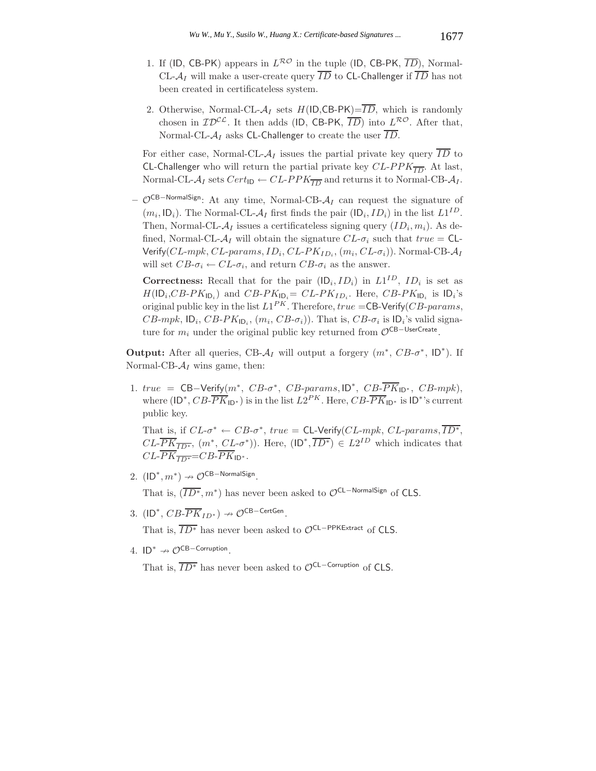1. If (ID, CB-PK) appears in $L^{\mathcal{RO}}$ in the tuple (ID, CB-PK, $\overline{ID}$), Normal-CL-$\mathcal{A}_I$ will make a user-create query $\overline{ID}$ to CL-Challenger if $\overline{ID}$ has not been created in certificateless system.

2. Otherwise, Normal-CL-$\mathcal{A}_I$ sets $H(\mathsf{ID},\mathsf{CB\text{-}PK})=\overline{ID}$, which is randomly chosen in $\mathcal{ID}^{\mathcal{CL}}$. It then adds (ID, CB-PK, $\overline{ID}$) into $L^{\mathcal{RO}}$. After that, Normal-CL-$\mathcal{A}_I$ asks CL-Challenger to create the user $\overline{ID}$.

For either case, Normal-CL-$\mathcal{A}_I$ issues the partial private key query $\overline{ID}$ to CL-Challenger who will return the partial private key $CL\text{-}PPK_{\overline{ID}}$. At last, Normal-CL-$\mathcal{A}_I$ sets $Cert_{\mathsf{ID}} \leftarrow CL\text{-}PPK_{\overline{ID}}$ and returns it to Normal-CB-$\mathcal{A}_I$.

– $\mathcal{O}^{\mathsf{CB-NormalSign}}$: At any time, Normal-CB-$\mathcal{A}_I$ can request the signature of $(m_i, \mathsf{ID}_i)$. The Normal-CL-$\mathcal{A}_I$ first finds the pair $(\mathsf{ID}_i, ID_i)$ in the list $L1^{ID}$. Then, Normal-CL-$\mathcal{A}_I$ issues a certificateless signing query $(ID_i, m_i)$. As defined, Normal-CL-$\mathcal{A}_I$ will obtain the signature $CL\text{-}\sigma_i$ such that $true =$ CL-Verify$(CL\text{-}mpk, CL\text{-}params, ID_i, CL\text{-}PK_{ID_i}, (m_i, CL\text{-}\sigma_i))$. Normal-CB-$\mathcal{A}_I$ will set $CB\text{-}\sigma_i \leftarrow CL\text{-}\sigma_i$, and return $CB\text{-}\sigma_i$ as the answer.

**Correctness:** Recall that for the pair $(\mathsf{ID}_i, ID_i)$ in $L1^{ID}$, $ID_i$ is set as $H(\mathsf{ID}_i, CB\text{-}PK_{\mathsf{ID}_i})$ and $CB\text{-}PK_{\mathsf{ID}_i} = CL\text{-}PK_{ID_i}$. Here, $CB\text{-}PK_{\mathsf{ID}_i}$ is $\mathsf{ID}_i$'s original public key in the list $L1^{PK}$. Therefore, $true =$CB-Verify$(CB\text{-}params, CB\text{-}mpk, \mathsf{ID}_i, CB\text{-}PK_{\mathsf{ID}_i}, (m_i, CB\text{-}\sigma_i))$. That is, $CB\text{-}\sigma_i$ is $\mathsf{ID}_i$'s valid signature for $m_i$ under the original public key returned from $\mathcal{O}^{\mathsf{CB-UserCreate}}$.

**Output:** After all queries, CB-$\mathcal{A}_I$ will output a forgery $(m^*, CB\text{-}\sigma^*, \mathsf{ID}^*)$. If Normal-CB-$\mathcal{A}_I$ wins game, then:

1. $true$ = CB−Verify$(m^*, CB\text{-}\sigma^*, CB\text{-}params, \mathsf{ID}^*, CB\text{-}\overline{PK}_{\mathsf{ID}^*}, CB\text{-}mpk)$, where $(\mathsf{ID}^*, CB\text{-}\overline{PK}_{\mathsf{ID}^*})$ is in the list $L2^{PK}$. Here, $CB\text{-}\overline{PK}_{\mathsf{ID}^*}$ is $\mathsf{ID}^*$'s current public key.

   That is, if $CL\text{-}\sigma^* \leftarrow CB\text{-}\sigma^*$, $true =$ CL-Verify$(CL\text{-}mpk, CL\text{-}params, \overline{ID^*}, CL\text{-}\overline{PK}_{\overline{ID^*}}, (m^*, CL\text{-}\sigma^*))$. Here, $(\mathsf{ID}^*, \overline{ID^*}) \in L2^{ID}$ which indicates that $CL\text{-}\overline{PK}_{\overline{ID^*}} = CB\text{-}\overline{PK}_{\mathsf{ID}^*}$.

2. $(\mathsf{ID}^*, m^*) \nrightarrow \mathcal{O}^{\mathsf{CB-NormalSign}}$.

   That is, $(\overline{ID^*}, m^*)$ has never been asked to $\mathcal{O}^{\mathsf{CL-NormalSign}}$ of CLS.

3. $(\mathsf{ID}^*, CB\text{-}\overline{PK}_{ID^*}) \nrightarrow \mathcal{O}^{\mathsf{CB-CertGen}}$.

   That is, $\overline{ID^*}$ has never been asked to $\mathcal{O}^{\mathsf{CL-PPKExtract}}$ of CLS.

4. $\mathsf{ID}^* \nrightarrow \mathcal{O}^{\mathsf{CB-Corruption}}$.

   That is, $\overline{ID^*}$ has never been asked to $\mathcal{O}^{\mathsf{CL-Corruption}}$ of CLS.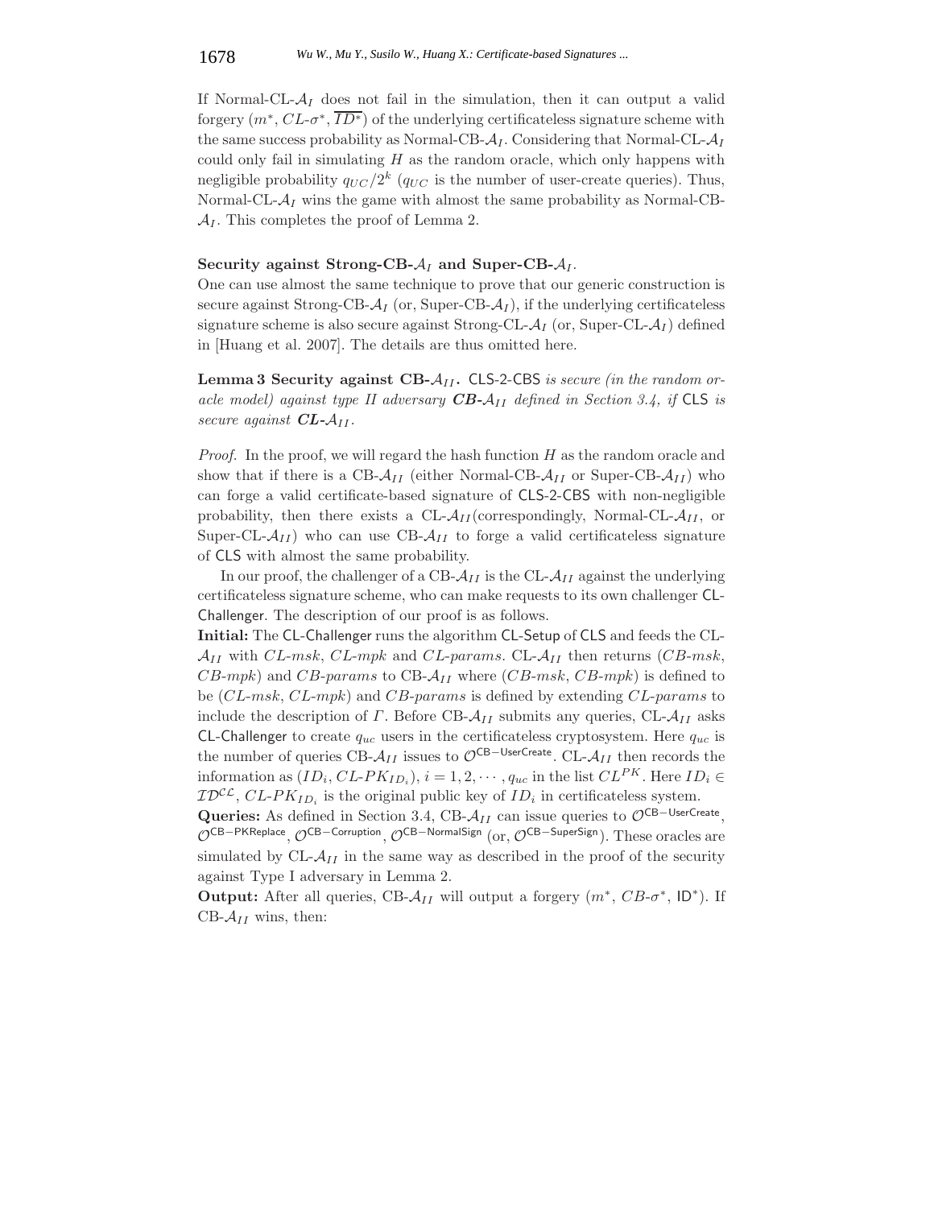If Normal-CL-$\mathcal{A}_I$ does not fail in the simulation, then it can output a valid forgery ($m^*$, $CL$-$\sigma^*$, $\overline{ID^*}$) of the underlying certificateless signature scheme with the same success probability as Normal-CB-$\mathcal{A}_I$. Considering that Normal-CL-$\mathcal{A}_I$ could only fail in simulating $H$ as the random oracle, which only happens with negligible probability $q_{UC}/2^k$ ($q_{UC}$ is the number of user-create queries). Thus, Normal-CL-$\mathcal{A}_I$ wins the game with almost the same probability as Normal-CB-$\mathcal{A}_I$. This completes the proof of Lemma 2.

**Security against Strong-CB-$\mathcal{A}_I$ and Super-CB-$\mathcal{A}_I$.**
One can use almost the same technique to prove that our generic construction is secure against Strong-CB-$\mathcal{A}_I$ (or, Super-CB-$\mathcal{A}_I$), if the underlying certificateless signature scheme is also secure against Strong-CL-$\mathcal{A}_I$ (or, Super-CL-$\mathcal{A}_I$) defined in [Huang et al. 2007]. The details are thus omitted here.

**Lemma 3 Security against CB-$\mathcal{A}_{II}$.** CLS-2-CBS *is secure (in the random oracle model) against type II adversary **CB-$\mathcal{A}_{II}$** defined in Section 3.4, if* CLS *is secure against **CL-$\mathcal{A}_{II}$**.*

*Proof.* In the proof, we will regard the hash function $H$ as the random oracle and show that if there is a CB-$\mathcal{A}_{II}$ (either Normal-CB-$\mathcal{A}_{II}$ or Super-CB-$\mathcal{A}_{II}$) who can forge a valid certificate-based signature of CLS-2-CBS with non-negligible probability, then there exists a CL-$\mathcal{A}_{II}$(correspondingly, Normal-CL-$\mathcal{A}_{II}$, or Super-CL-$\mathcal{A}_{II}$) who can use CB-$\mathcal{A}_{II}$ to forge a valid certificateless signature of CLS with almost the same probability.

In our proof, the challenger of a CB-$\mathcal{A}_{II}$ is the CL-$\mathcal{A}_{II}$ against the underlying certificateless signature scheme, who can make requests to its own challenger CL-Challenger. The description of our proof is as follows.

**Initial:** The CL-Challenger runs the algorithm CL-Setup of CLS and feeds the CL-$\mathcal{A}_{II}$ with $CL$-$msk$, $CL$-$mpk$ and $CL$-$params$. CL-$\mathcal{A}_{II}$ then returns ($CB$-$msk$, $CB$-$mpk$) and $CB$-$params$ to CB-$\mathcal{A}_{II}$ where ($CB$-$msk$, $CB$-$mpk$) is defined to be ($CL$-$msk$, $CL$-$mpk$) and $CB$-$params$ is defined by extending $CL$-$params$ to include the description of $\Gamma$. Before CB-$\mathcal{A}_{II}$ submits any queries, CL-$\mathcal{A}_{II}$ asks CL-Challenger to create $q_{uc}$ users in the certificateless cryptosystem. Here $q_{uc}$ is the number of queries CB-$\mathcal{A}_{II}$ issues to $\mathcal{O}^{\mathsf{CB-UserCreate}}$. CL-$\mathcal{A}_{II}$ then records the information as $(ID_i, CL\text{-}PK_{ID_i})$, $i = 1, 2, \cdots, q_{uc}$ in the list $CL^{PK}$. Here $ID_i \in \mathcal{ID}^{\mathcal{CL}}$, $CL$-$PK_{ID_i}$ is the original public key of $ID_i$ in certificateless system.

**Queries:** As defined in Section 3.4, CB-$\mathcal{A}_{II}$ can issue queries to $\mathcal{O}^{\mathsf{CB-UserCreate}}$, $\mathcal{O}^{\mathsf{CB-PKReplace}}$, $\mathcal{O}^{\mathsf{CB-Corruption}}$, $\mathcal{O}^{\mathsf{CB-NormalSign}}$ (or, $\mathcal{O}^{\mathsf{CB-SuperSign}}$). These oracles are simulated by CL-$\mathcal{A}_{II}$ in the same way as described in the proof of the security against Type I adversary in Lemma 2.

**Output:** After all queries, CB-$\mathcal{A}_{II}$ will output a forgery ($m^*$, $CB$-$\sigma^*$, $\mathsf{ID}^*$). If CB-$\mathcal{A}_{II}$ wins, then: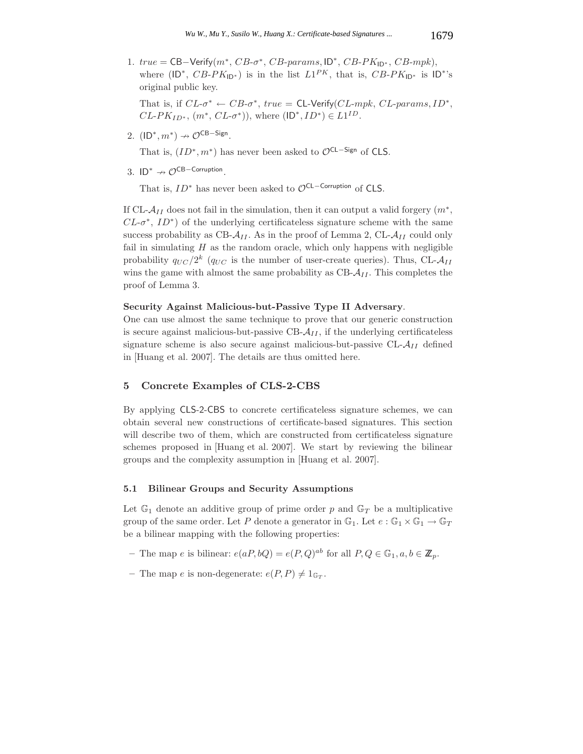1. $true = \mathsf{CB\text{-}Verify}(m^*, CB\text{-}\sigma^*, CB\text{-}params, \mathsf{ID}^*, CB\text{-}PK_{\mathsf{ID}^*}, CB\text{-}mpk)$, where $(\mathsf{ID}^*, CB\text{-}PK_{\mathsf{ID}^*})$ is in the list $L1^{PK}$, that is, $CB\text{-}PK_{\mathsf{ID}^*}$ is $\mathsf{ID}^*$'s original public key.

   That is, if $CL\text{-}\sigma^* \leftarrow CB\text{-}\sigma^*$, $true = \mathsf{CL\text{-}Verify}(CL\text{-}mpk, CL\text{-}params, ID^*, CL\text{-}PK_{ID^*}, (m^*, CL\text{-}\sigma^*))$, where $(\mathsf{ID}^*, ID^*) \in L1^{ID}$.

2. $(\mathsf{ID}^*, m^*) \nrightarrow \mathcal{O}^{\mathsf{CB-Sign}}$.

   That is, $(ID^*, m^*)$ has never been asked to $\mathcal{O}^{\mathsf{CL-Sign}}$ of $\mathsf{CLS}$.

3. $\mathsf{ID}^* \nrightarrow \mathcal{O}^{\mathsf{CB-Corruption}}$.

   That is, $ID^*$ has never been asked to $\mathcal{O}^{\mathsf{CL-Corruption}}$ of $\mathsf{CLS}$.

If CL-$\mathcal{A}_{II}$ does not fail in the simulation, then it can output a valid forgery $(m^*, CL\text{-}\sigma^*, ID^*)$ of the underlying certificateless signature scheme with the same success probability as CB-$\mathcal{A}_{II}$. As in the proof of Lemma 2, CL-$\mathcal{A}_{II}$ could only fail in simulating $H$ as the random oracle, which only happens with negligible probability $q_{UC}/2^k$ ($q_{UC}$ is the number of user-create queries). Thus, CL-$\mathcal{A}_{II}$ wins the game with almost the same probability as CB-$\mathcal{A}_{II}$. This completes the proof of Lemma 3.

**Security Against Malicious-but-Passive Type II Adversary**.
One can use almost the same technique to prove that our generic construction is secure against malicious-but-passive CB-$\mathcal{A}_{II}$, if the underlying certificateless signature scheme is also secure against malicious-but-passive CL-$\mathcal{A}_{II}$ defined in [Huang et al. 2007]. The details are thus omitted here.

## 5 Concrete Examples of CLS-2-CBS

By applying CLS-2-CBS to concrete certificateless signature schemes, we can obtain several new constructions of certificate-based signatures. This section will describe two of them, which are constructed from certificateless signature schemes proposed in [Huang et al. 2007]. We start by reviewing the bilinear groups and the complexity assumption in [Huang et al. 2007].

### 5.1 Bilinear Groups and Security Assumptions

Let $\mathbb{G}_1$ denote an additive group of prime order $p$ and $\mathbb{G}_T$ be a multiplicative group of the same order. Let $P$ denote a generator in $\mathbb{G}_1$. Let $e : \mathbb{G}_1 \times \mathbb{G}_1 \rightarrow \mathbb{G}_T$ be a bilinear mapping with the following properties:

- The map $e$ is bilinear: $e(aP, bQ) = e(P, Q)^{ab}$ for all $P, Q \in \mathbb{G}_1, a, b \in \mathbb{Z}_p$.
- The map $e$ is non-degenerate: $e(P, P) \neq 1_{\mathbb{G}_T}$.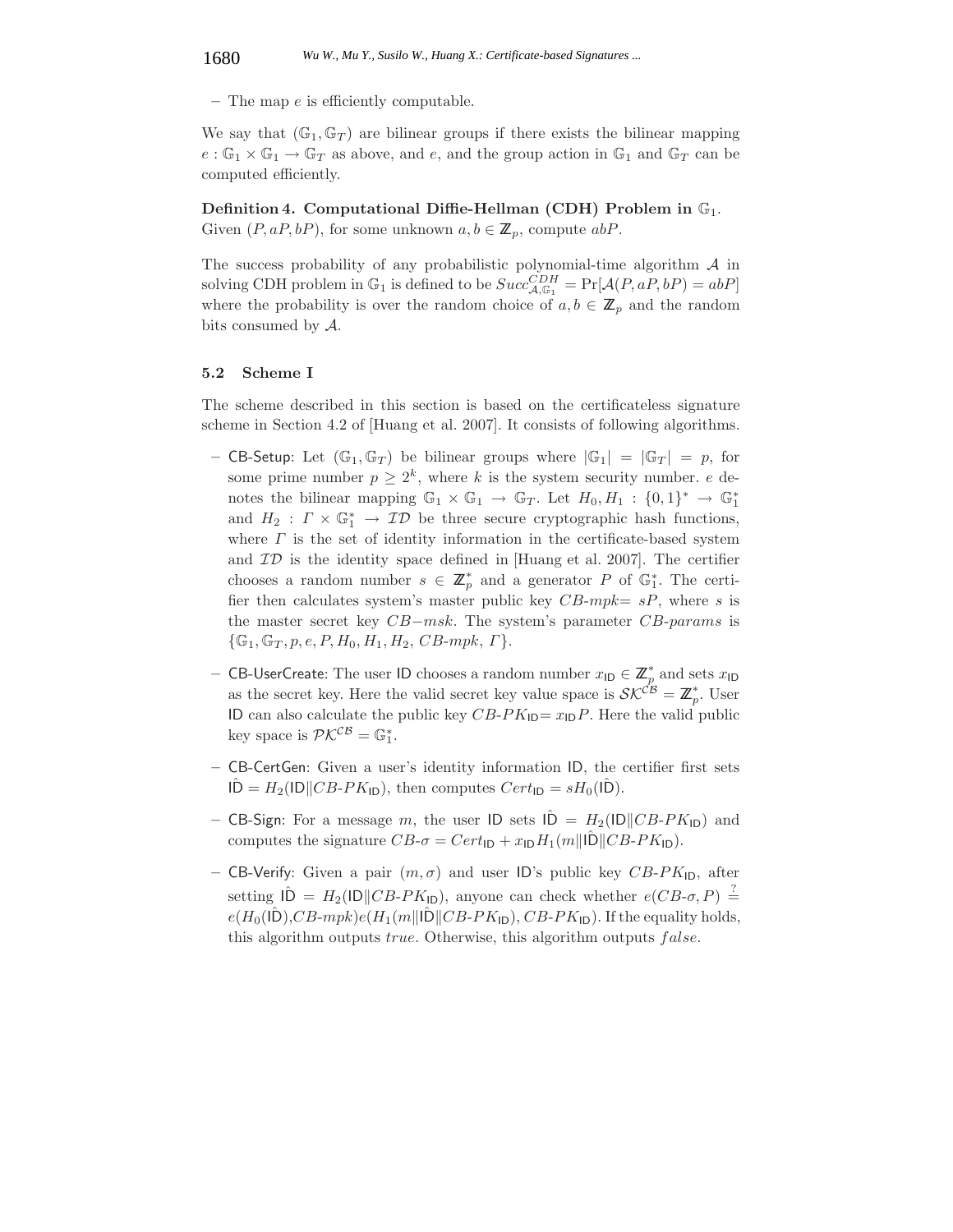– The map $e$ is efficiently computable.

We say that $(\mathbb{G}_1, \mathbb{G}_T)$ are bilinear groups if there exists the bilinear mapping $e : \mathbb{G}_1 \times \mathbb{G}_1 \rightarrow \mathbb{G}_T$ as above, and $e$, and the group action in $\mathbb{G}_1$ and $\mathbb{G}_T$ can be computed efficiently.

**Definition 4. Computational Diffie-Hellman (CDH) Problem in $\mathbb{G}_1$.** Given $(P, aP, bP)$, for some unknown $a, b \in \mathbb{Z}_p$, compute $abP$.

The success probability of any probabilistic polynomial-time algorithm $\mathcal{A}$ in solving CDH problem in $\mathbb{G}_1$ is defined to be $Succ^{CDH}_{\mathcal{A},\mathbb{G}_1} = \Pr[\mathcal{A}(P, aP, bP) = abP]$ where the probability is over the random choice of $a, b \in \mathbb{Z}_p$ and the random bits consumed by $\mathcal{A}$.

### 5.2 Scheme I

The scheme described in this section is based on the certificateless signature scheme in Section 4.2 of [Huang et al. 2007]. It consists of following algorithms.

- CB-Setup: Let $(\mathbb{G}_1, \mathbb{G}_T)$ be bilinear groups where $|\mathbb{G}_1| = |\mathbb{G}_T| = p$, for some prime number $p \geq 2^k$, where $k$ is the system security number. $e$ denotes the bilinear mapping $\mathbb{G}_1 \times \mathbb{G}_1 \rightarrow \mathbb{G}_T$. Let $H_0, H_1 : \{0,1\}^* \rightarrow \mathbb{G}_1^*$ and $H_2 : \Gamma \times \mathbb{G}_1^* \rightarrow \mathcal{ID}$ be three secure cryptographic hash functions, where $\Gamma$ is the set of identity information in the certificate-based system and $\mathcal{ID}$ is the identity space defined in [Huang et al. 2007]. The certifier chooses a random number $s \in \mathbb{Z}_p^*$ and a generator $P$ of $\mathbb{G}_1^*$. The certifier then calculates system's master public key $CB\text{-}mpk = sP$, where $s$ is the master secret key $CB\text{-}msk$. The system's parameter $CB\text{-}params$ is $\{\mathbb{G}_1, \mathbb{G}_T, p, e, P, H_0, H_1, H_2, CB\text{-}mpk, \Gamma\}$.
- CB-UserCreate: The user ID chooses a random number $x_{\mathsf{ID}} \in \mathbb{Z}_p^*$ and sets $x_{\mathsf{ID}}$ as the secret key. Here the valid secret key value space is $\mathcal{SK}^{\mathcal{CB}} = \mathbb{Z}_p^*$. User ID can also calculate the public key $CB\text{-}PK_{\mathsf{ID}} = x_{\mathsf{ID}}P$. Here the valid public key space is $\mathcal{PK}^{\mathcal{CB}} = \mathbb{G}_1^*$.
- CB-CertGen: Given a user's identity information ID, the certifier first sets $\hat{\mathsf{ID}} = H_2(\mathsf{ID} \| CB\text{-}PK_{\mathsf{ID}})$, then computes $Cert_{\mathsf{ID}} = sH_0(\hat{\mathsf{ID}})$.
- CB-Sign: For a message $m$, the user ID sets $\hat{\mathsf{ID}} = H_2(\mathsf{ID} \| CB\text{-}PK_{\mathsf{ID}})$ and computes the signature $CB\text{-}\sigma = Cert_{\mathsf{ID}} + x_{\mathsf{ID}} H_1(m \| \hat{\mathsf{ID}} \| CB\text{-}PK_{\mathsf{ID}})$.
- CB-Verify: Given a pair $(m, \sigma)$ and user ID's public key $CB\text{-}PK_{\mathsf{ID}}$, after setting $\hat{\mathsf{ID}} = H_2(\mathsf{ID} \| CB\text{-}PK_{\mathsf{ID}})$, anyone can check whether $e(CB\text{-}\sigma, P) \stackrel{?}{=} e(H_0(\hat{\mathsf{ID}}), CB\text{-}mpk) e(H_1(m \| \hat{\mathsf{ID}} \| CB\text{-}PK_{\mathsf{ID}}), CB\text{-}PK_{\mathsf{ID}})$. If the equality holds, this algorithm outputs $true$. Otherwise, this algorithm outputs $false$.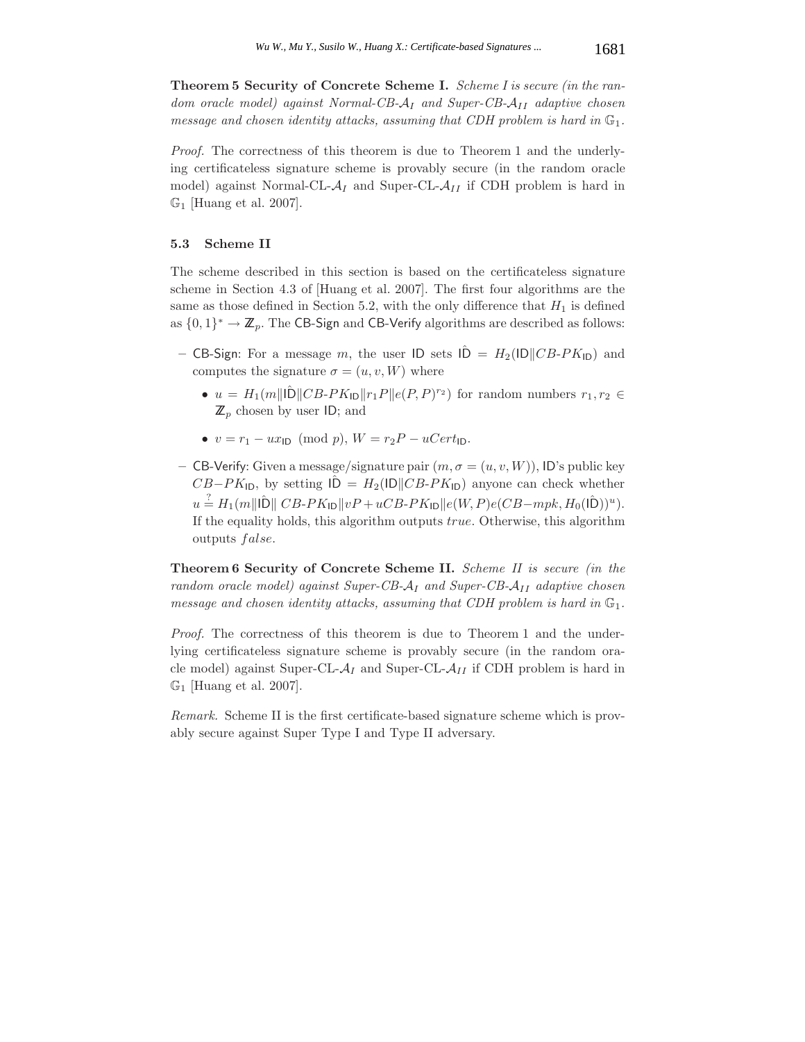**Theorem 5 Security of Concrete Scheme I.** *Scheme I is secure (in the random oracle model) against Normal-CB-$\mathcal{A}_I$ and Super-CB-$\mathcal{A}_{II}$ adaptive chosen message and chosen identity attacks, assuming that CDH problem is hard in $\mathbb{G}_1$.*

*Proof.* The correctness of this theorem is due to Theorem 1 and the underlying certificateless signature scheme is provably secure (in the random oracle model) against Normal-CL-$\mathcal{A}_I$ and Super-CL-$\mathcal{A}_{II}$ if CDH problem is hard in $\mathbb{G}_1$ [Huang et al. 2007].

### 5.3 Scheme II

The scheme described in this section is based on the certificateless signature scheme in Section 4.3 of [Huang et al. 2007]. The first four algorithms are the same as those defined in Section 5.2, with the only difference that $H_1$ is defined as $\{0,1\}^* \rightarrow \mathbb{Z}_p$. The CB-Sign and CB-Verify algorithms are described as follows:

- CB-Sign: For a message $m$, the user ID sets $\hat{\mathsf{ID}} = H_2(\mathsf{ID} \| CB\text{-}PK_{\mathsf{ID}})$ and computes the signature $\sigma = (u, v, W)$ where
  - $u = H_1(m \| \hat{\mathsf{ID}} \| CB\text{-}PK_{\mathsf{ID}} \| r_1 P \| e(P,P)^{r_2})$ for random numbers $r_1, r_2 \in \mathbb{Z}_p$ chosen by user ID; and
  - $v = r_1 - u x_{\mathsf{ID}} \pmod p$, $W = r_2 P - u Cert_{\mathsf{ID}}$.
- CB-Verify: Given a message/signature pair $(m, \sigma = (u, v, W))$, ID's public key $CB{-}PK_{\mathsf{ID}}$, by setting $\hat{\mathsf{ID}} = H_2(\mathsf{ID} \| CB\text{-}PK_{\mathsf{ID}})$ anyone can check whether $u \stackrel{?}{=} H_1(m \| \hat{\mathsf{ID}} \| \; CB\text{-}PK_{\mathsf{ID}} \| vP + uCB\text{-}PK_{\mathsf{ID}} \| e(W,P) e(CB{-}mpk, H_0(\hat{\mathsf{ID}}))^u)$. If the equality holds, this algorithm outputs *true*. Otherwise, this algorithm outputs *false*.

**Theorem 6 Security of Concrete Scheme II.** *Scheme II is secure (in the random oracle model) against Super-CB-$\mathcal{A}_I$ and Super-CB-$\mathcal{A}_{II}$ adaptive chosen message and chosen identity attacks, assuming that CDH problem is hard in $\mathbb{G}_1$.*

*Proof.* The correctness of this theorem is due to Theorem 1 and the underlying certificateless signature scheme is provably secure (in the random oracle model) against Super-CL-$\mathcal{A}_I$ and Super-CL-$\mathcal{A}_{II}$ if CDH problem is hard in $\mathbb{G}_1$ [Huang et al. 2007].

*Remark.* Scheme II is the first certificate-based signature scheme which is provably secure against Super Type I and Type II adversary.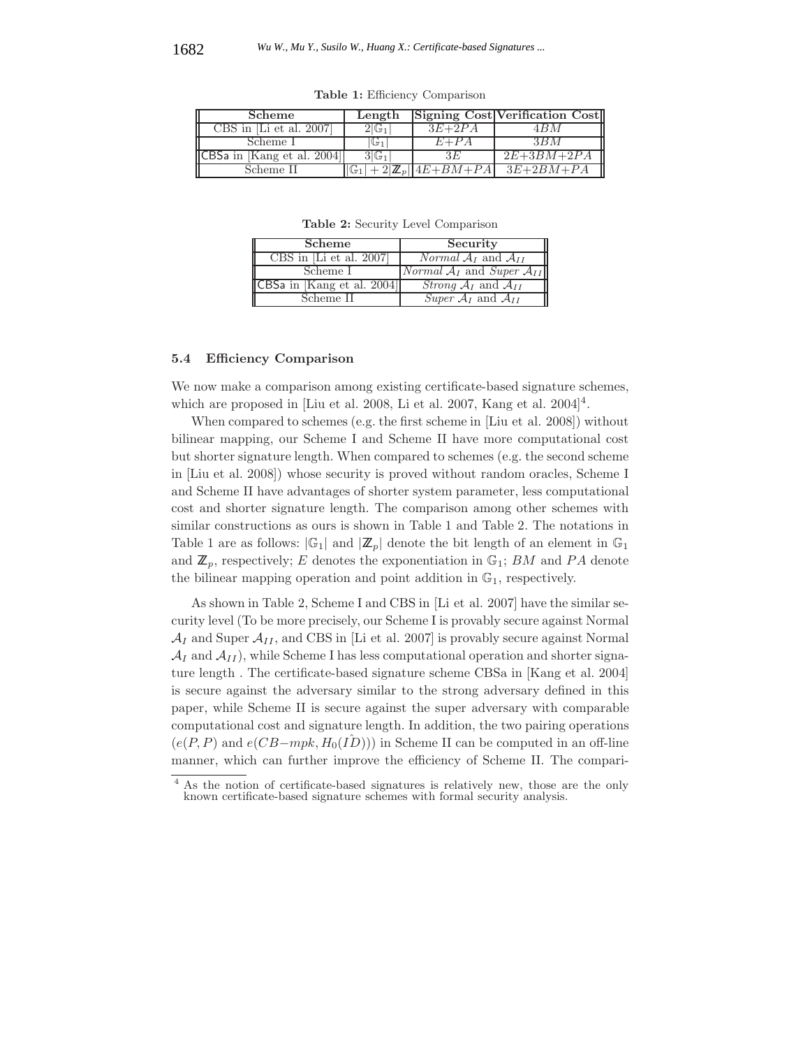**Table 1:** Efficiency Comparison

| Scheme | Length | Signing Cost | Verification Cost |
|---|---|---|---|
| CBS in [Li et al. 2007] | $2\|\mathbb{G}_1\|$ | $3E$+$2PA$ | $4BM$ |
| Scheme I | $\|\mathbb{G}_1\|$ | $E$+$PA$ | $3BM$ |
| CBSa in [Kang et al. 2004] | $3\|\mathbb{G}_1\|$ | $3E$ | $2E$+$3BM$+$2PA$ |
| Scheme II | $\|\mathbb{G}_1\| + 2\|\mathbb{Z}_p\|$ | $4E$+$BM$+$PA$ | $3E$+$2BM$+$PA$ |

**Table 2:** Security Level Comparison

| Scheme | Security |
|---|---|
| CBS in [Li et al. 2007] | *Normal* $\mathcal{A}_I$ and $\mathcal{A}_{II}$ |
| Scheme I | *Normal* $\mathcal{A}_I$ and *Super* $\mathcal{A}_{II}$ |
| CBSa in [Kang et al. 2004] | *Strong* $\mathcal{A}_I$ and $\mathcal{A}_{II}$ |
| Scheme II | *Super* $\mathcal{A}_I$ and $\mathcal{A}_{II}$ |

### 5.4 Efficiency Comparison

We now make a comparison among existing certificate-based signature schemes, which are proposed in [Liu et al. 2008, Li et al. 2007, Kang et al. 2004][4].

When compared to schemes (e.g. the first scheme in [Liu et al. 2008]) without bilinear mapping, our Scheme I and Scheme II have more computational cost but shorter signature length. When compared to schemes (e.g. the second scheme in [Liu et al. 2008]) whose security is proved without random oracles, Scheme I and Scheme II have advantages of shorter system parameter, less computational cost and shorter signature length. The comparison among other schemes with similar constructions as ours is shown in Table 1 and Table 2. The notations in Table 1 are as follows: $|\mathbb{G}_1|$ and $|\mathbb{Z}_p|$ denote the bit length of an element in $\mathbb{G}_1$ and $\mathbb{Z}_p$, respectively; $E$ denotes the exponentiation in $\mathbb{G}_1$; $BM$ and $PA$ denote the bilinear mapping operation and point addition in $\mathbb{G}_1$, respectively.

As shown in Table 2, Scheme I and CBS in [Li et al. 2007] have the similar security level (To be more precisely, our Scheme I is provably secure against Normal $\mathcal{A}_I$ and Super $\mathcal{A}_{II}$, and CBS in [Li et al. 2007] is provably secure against Normal $\mathcal{A}_I$ and $\mathcal{A}_{II}$), while Scheme I has less computational operation and shorter signature length . The certificate-based signature scheme CBSa in [Kang et al. 2004] is secure against the adversary similar to the strong adversary defined in this paper, while Scheme II is secure against the super adversary with comparable computational cost and signature length. In addition, the two pairing operations ($e(P, P)$ and $e(CB{-}mpk, H_0(\hat{ID}))$) in Scheme II can be computed in an off-line manner, which can further improve the efficiency of Scheme II. The compari-

[4] As the notion of certificate-based signatures is relatively new, those are the only known certificate-based signature schemes with formal security analysis.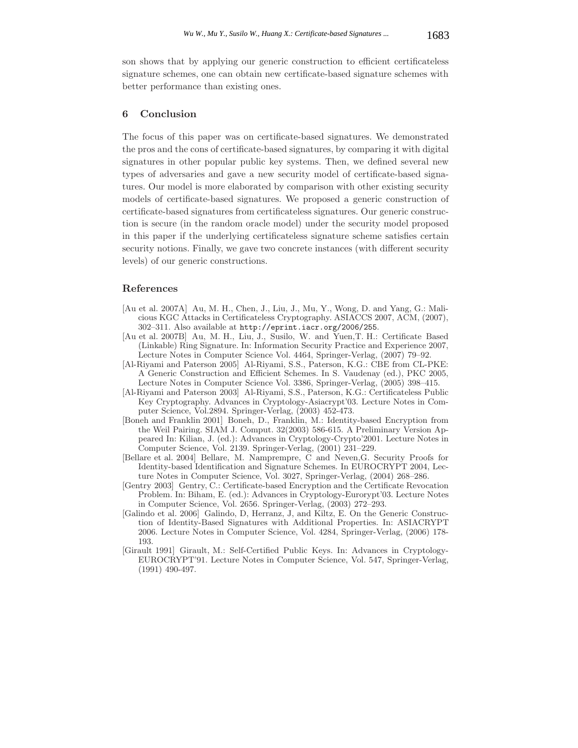son shows that by applying our generic construction to efficient certificateless signature schemes, one can obtain new certificate-based signature schemes with better performance than existing ones.

## 6 Conclusion

The focus of this paper was on certificate-based signatures. We demonstrated the pros and the cons of certificate-based signatures, by comparing it with digital signatures in other popular public key systems. Then, we defined several new types of adversaries and gave a new security model of certificate-based signatures. Our model is more elaborated by comparison with other existing security models of certificate-based signatures. We proposed a generic construction of certificate-based signatures from certificateless signatures. Our generic construction is secure (in the random oracle model) under the security model proposed in this paper if the underlying certificateless signature scheme satisfies certain security notions. Finally, we gave two concrete instances (with different security levels) of our generic constructions.

## References

[Au et al. 2007A] Au, M. H., Chen, J., Liu, J., Mu, Y., Wong, D. and Yang, G.: Malicious KGC Attacks in Certificateless Cryptography. ASIACCS 2007, ACM, (2007), 302–311. Also available at `http://eprint.iacr.org/2006/255`.

[Au et al. 2007B] Au, M. H., Liu, J., Susilo, W. and Yuen,T. H.: Certificate Based (Linkable) Ring Signature. In: Information Security Practice and Experience 2007, Lecture Notes in Computer Science Vol. 4464, Springer-Verlag, (2007) 79–92.

[Al-Riyami and Paterson 2005] Al-Riyami, S.S., Paterson, K.G.: CBE from CL-PKE: A Generic Construction and Efficient Schemes. In S. Vaudenay (ed.), PKC 2005, Lecture Notes in Computer Science Vol. 3386, Springer-Verlag, (2005) 398–415.

[Al-Riyami and Paterson 2003] Al-Riyami, S.S., Paterson, K.G.: Certificateless Public Key Cryptography. Advances in Cryptology-Asiacrypt'03. Lecture Notes in Computer Science, Vol.2894. Springer-Verlag, (2003) 452-473.

[Boneh and Franklin 2001] Boneh, D., Franklin, M.: Identity-based Encryption from the Weil Pairing. SIAM J. Comput. 32(2003) 586-615. A Preliminary Version Appeared In: Kilian, J. (ed.): Advances in Cryptology-Crypto'2001. Lecture Notes in Computer Science, Vol. 2139. Springer-Verlag, (2001) 231–229.

[Bellare et al. 2004] Bellare, M. Namprempre, C and Neven,G. Security Proofs for Identity-based Identification and Signature Schemes. In EUROCRYPT 2004, Lecture Notes in Computer Science, Vol. 3027, Springer-Verlag, (2004) 268–286.

[Gentry 2003] Gentry, C.: Certificate-based Encryption and the Certificate Revocation Problem. In: Biham, E. (ed.): Advances in Cryptology-Eurorypt'03. Lecture Notes in Computer Science, Vol. 2656. Springer-Verlag, (2003) 272–293.

[Galindo et al. 2006] Galindo, D, Herranz, J, and Kiltz, E. On the Generic Construction of Identity-Based Signatures with Additional Properties. In: ASIACRYPT 2006. Lecture Notes in Computer Science, Vol. 4284, Springer-Verlag, (2006) 178-193.

[Girault 1991] Girault, M.: Self-Certified Public Keys. In: Advances in Cryptology-EUROCRYPT'91. Lecture Notes in Computer Science, Vol. 547, Springer-Verlag, (1991) 490-497.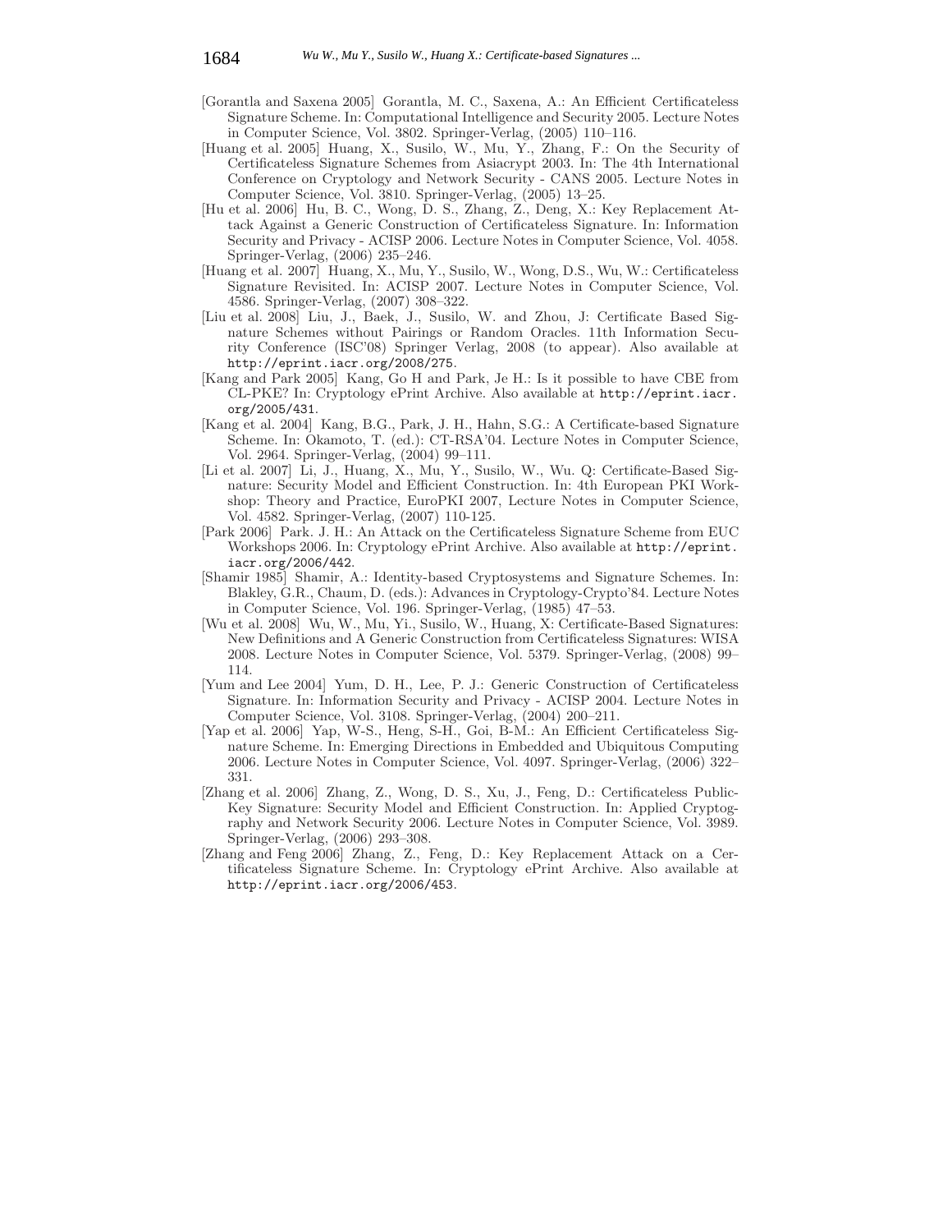[Gorantla and Saxena 2005] Gorantla, M. C., Saxena, A.: An Efficient Certificateless Signature Scheme. In: Computational Intelligence and Security 2005. Lecture Notes in Computer Science, Vol. 3802. Springer-Verlag, (2005) 110–116.

[Huang et al. 2005] Huang, X., Susilo, W., Mu, Y., Zhang, F.: On the Security of Certificateless Signature Schemes from Asiacrypt 2003. In: The 4th International Conference on Cryptology and Network Security - CANS 2005. Lecture Notes in Computer Science, Vol. 3810. Springer-Verlag, (2005) 13–25.

[Hu et al. 2006] Hu, B. C., Wong, D. S., Zhang, Z., Deng, X.: Key Replacement Attack Against a Generic Construction of Certificateless Signature. In: Information Security and Privacy - ACISP 2006. Lecture Notes in Computer Science, Vol. 4058. Springer-Verlag, (2006) 235–246.

[Huang et al. 2007] Huang, X., Mu, Y., Susilo, W., Wong, D.S., Wu, W.: Certificateless Signature Revisited. In: ACISP 2007. Lecture Notes in Computer Science, Vol. 4586. Springer-Verlag, (2007) 308–322.

[Liu et al. 2008] Liu, J., Baek, J., Susilo, W. and Zhou, J: Certificate Based Signature Schemes without Pairings or Random Oracles. 11th Information Security Conference (ISC'08) Springer Verlag, 2008 (to appear). Also available at http://eprint.iacr.org/2008/275.

[Kang and Park 2005] Kang, Go H and Park, Je H.: Is it possible to have CBE from CL-PKE? In: Cryptology ePrint Archive. Also available at http://eprint.iacr.org/2005/431.

[Kang et al. 2004] Kang, B.G., Park, J. H., Hahn, S.G.: A Certificate-based Signature Scheme. In: Okamoto, T. (ed.): CT-RSA'04. Lecture Notes in Computer Science, Vol. 2964. Springer-Verlag, (2004) 99–111.

[Li et al. 2007] Li, J., Huang, X., Mu, Y., Susilo, W., Wu. Q: Certificate-Based Signature: Security Model and Efficient Construction. In: 4th European PKI Workshop: Theory and Practice, EuroPKI 2007, Lecture Notes in Computer Science, Vol. 4582. Springer-Verlag, (2007) 110-125.

[Park 2006] Park. J. H.: An Attack on the Certificateless Signature Scheme from EUC Workshops 2006. In: Cryptology ePrint Archive. Also available at http://eprint.iacr.org/2006/442.

[Shamir 1985] Shamir, A.: Identity-based Cryptosystems and Signature Schemes. In: Blakley, G.R., Chaum, D. (eds.): Advances in Cryptology-Crypto'84. Lecture Notes in Computer Science, Vol. 196. Springer-Verlag, (1985) 47–53.

[Wu et al. 2008] Wu, W., Mu, Yi., Susilo, W., Huang, X: Certificate-Based Signatures: New Definitions and A Generic Construction from Certificateless Signatures: WISA 2008. Lecture Notes in Computer Science, Vol. 5379. Springer-Verlag, (2008) 99–114.

[Yum and Lee 2004] Yum, D. H., Lee, P. J.: Generic Construction of Certificateless Signature. In: Information Security and Privacy - ACISP 2004. Lecture Notes in Computer Science, Vol. 3108. Springer-Verlag, (2004) 200–211.

[Yap et al. 2006] Yap, W-S., Heng, S-H., Goi, B-M.: An Efficient Certificateless Signature Scheme. In: Emerging Directions in Embedded and Ubiquitous Computing 2006. Lecture Notes in Computer Science, Vol. 4097. Springer-Verlag, (2006) 322–331.

[Zhang et al. 2006] Zhang, Z., Wong, D. S., Xu, J., Feng, D.: Certificateless Public-Key Signature: Security Model and Efficient Construction. In: Applied Cryptography and Network Security 2006. Lecture Notes in Computer Science, Vol. 3989. Springer-Verlag, (2006) 293–308.

[Zhang and Feng 2006] Zhang, Z., Feng, D.: Key Replacement Attack on a Certificateless Signature Scheme. In: Cryptology ePrint Archive. Also available at http://eprint.iacr.org/2006/453.